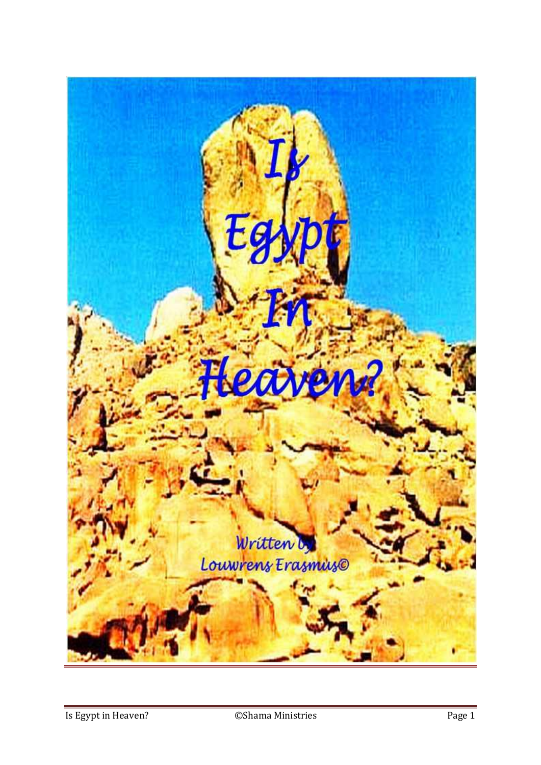# Is Egypt In Heaven?

Written by
Louwrens Erasmus©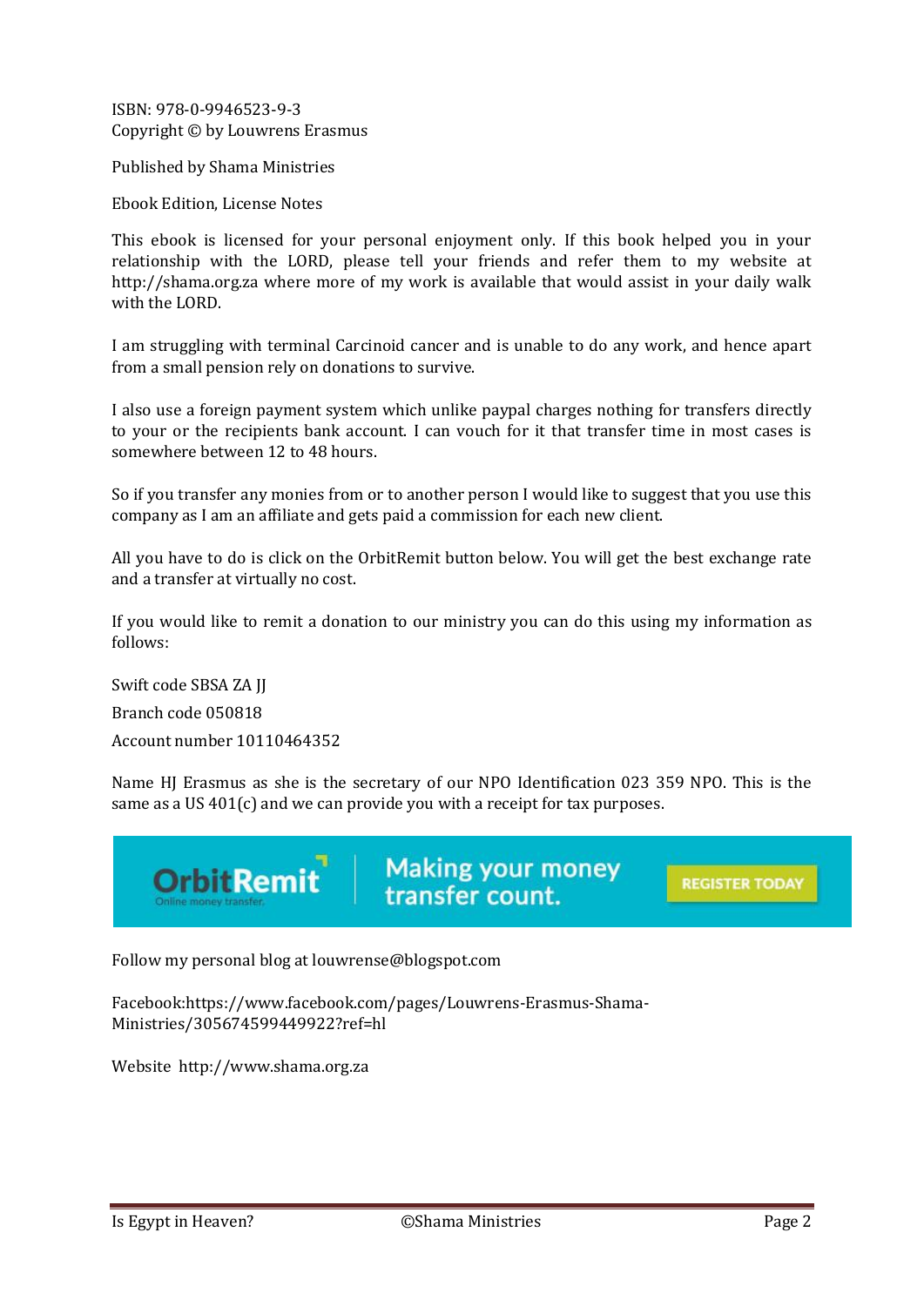ISBN: 978-0-9946523-9-3
Copyright © by Louwrens Erasmus

Published by Shama Ministries

Ebook Edition, License Notes

This ebook is licensed for your personal enjoyment only. If this book helped you in your relationship with the LORD, please tell your friends and refer them to my website at http://shama.org.za where more of my work is available that would assist in your daily walk with the LORD.

I am struggling with terminal Carcinoid cancer and is unable to do any work, and hence apart from a small pension rely on donations to survive.

I also use a foreign payment system which unlike paypal charges nothing for transfers directly to your or the recipients bank account. I can vouch for it that transfer time in most cases is somewhere between 12 to 48 hours.

So if you transfer any monies from or to another person I would like to suggest that you use this company as I am an affiliate and gets paid a commission for each new client.

All you have to do is click on the OrbitRemit button below. You will get the best exchange rate and a transfer at virtually no cost.

If you would like to remit a donation to our ministry you can do this using my information as follows:

Swift code SBSA ZA JJ

Branch code 050818

Account number 10110464352

Name HJ Erasmus as she is the secretary of our NPO Identification 023 359 NPO. This is the same as a US 401(c) and we can provide you with a receipt for tax purposes.

OrbitRemit — Online money transfer. Making your money transfer count. REGISTER TODAY

Follow my personal blog at louwrense@blogspot.com

Facebook:https://www.facebook.com/pages/Louwrens-Erasmus-Shama-Ministries/305674599449922?ref=hl

Website http://www.shama.org.za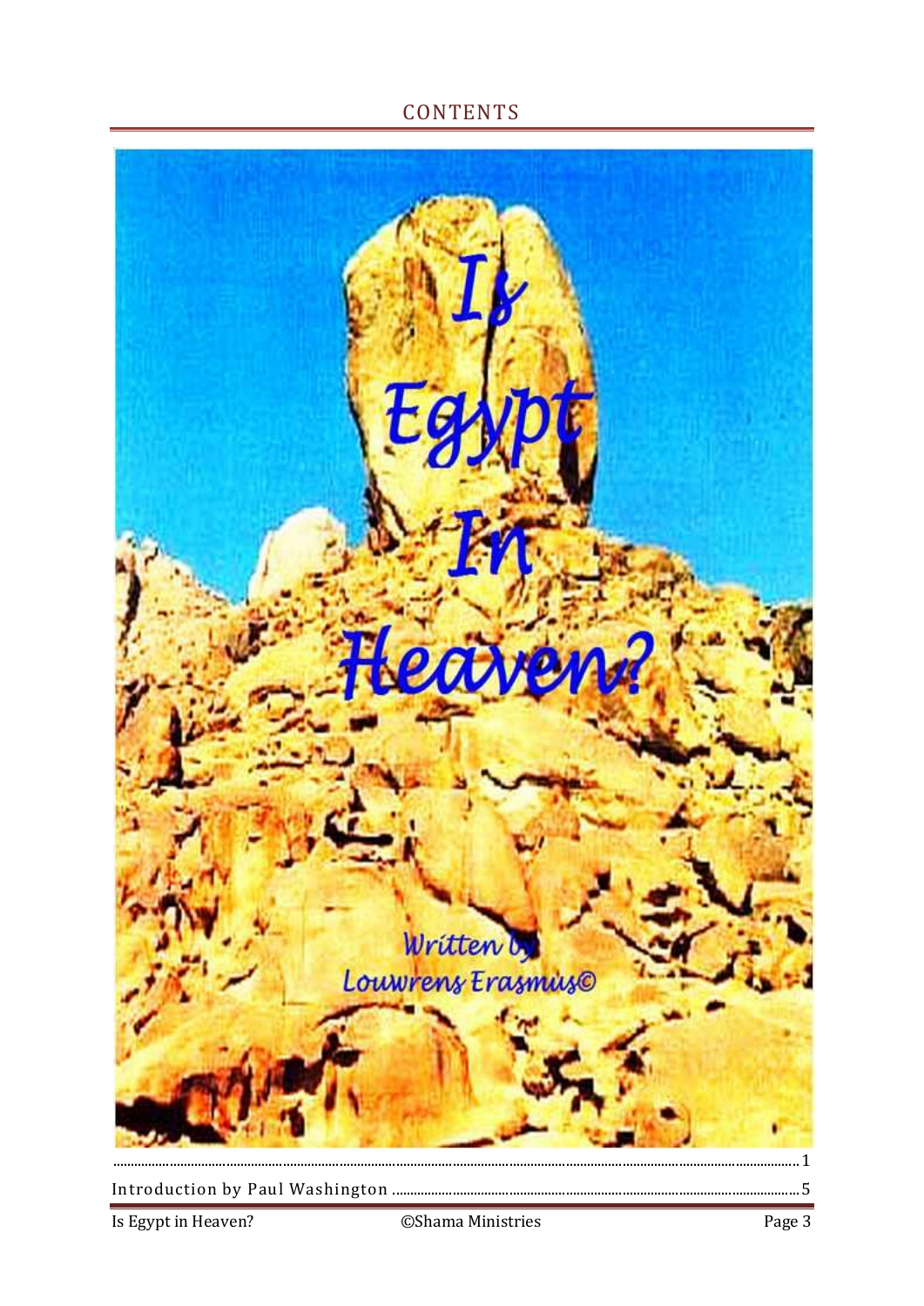# CONTENTS

Is Egypt In Heaven?

Written by Louwrens Erasmus© ........................................................................................................................................ 1

Introduction by Paul Washington ................................................................................................................ 5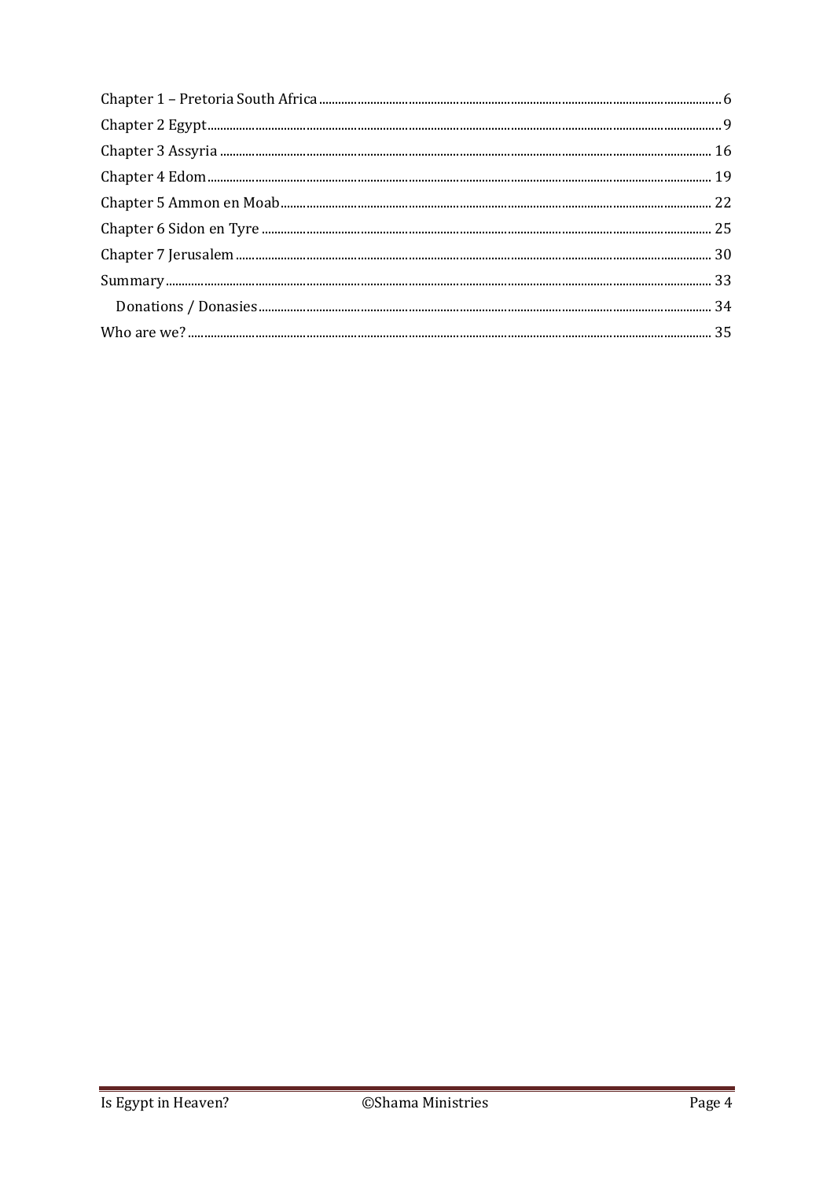Chapter 1 – Pretoria South Africa ........ 6
Chapter 2 Egypt ........ 9
Chapter 3 Assyria ........ 16
Chapter 4 Edom ........ 19
Chapter 5 Ammon en Moab ........ 22
Chapter 6 Sidon en Tyre ........ 25
Chapter 7 Jerusalem ........ 30
Summary ........ 33
- Donations / Donasies ........ 34

Who are we? ........ 35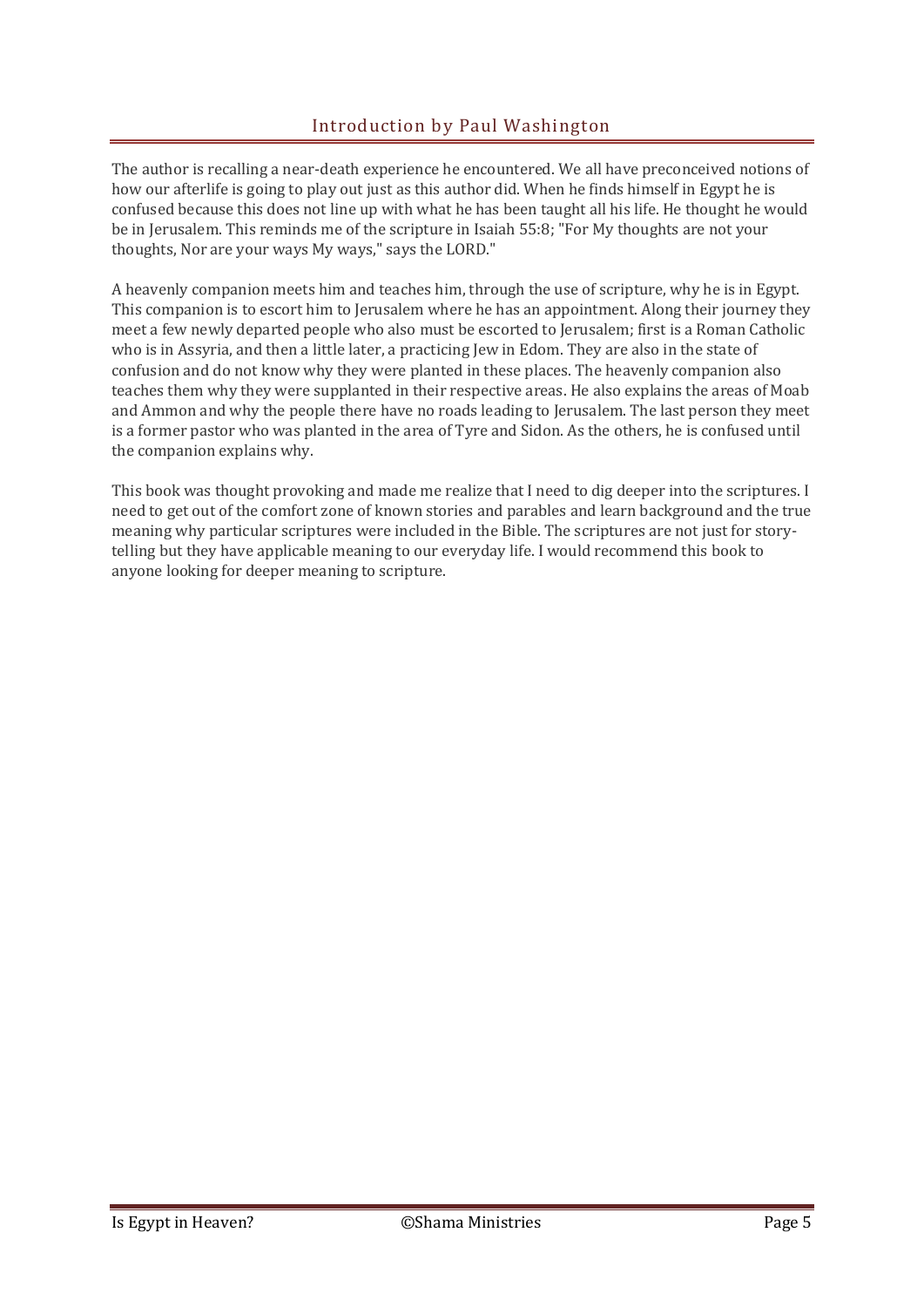## Introduction by Paul Washington

The author is recalling a near-death experience he encountered. We all have preconceived notions of how our afterlife is going to play out just as this author did. When he finds himself in Egypt he is confused because this does not line up with what he has been taught all his life. He thought he would be in Jerusalem. This reminds me of the scripture in Isaiah 55:8; "For My thoughts are not your thoughts, Nor are your ways My ways," says the LORD."

A heavenly companion meets him and teaches him, through the use of scripture, why he is in Egypt. This companion is to escort him to Jerusalem where he has an appointment. Along their journey they meet a few newly departed people who also must be escorted to Jerusalem; first is a Roman Catholic who is in Assyria, and then a little later, a practicing Jew in Edom. They are also in the state of confusion and do not know why they were planted in these places. The heavenly companion also teaches them why they were supplanted in their respective areas. He also explains the areas of Moab and Ammon and why the people there have no roads leading to Jerusalem. The last person they meet is a former pastor who was planted in the area of Tyre and Sidon. As the others, he is confused until the companion explains why.

This book was thought provoking and made me realize that I need to dig deeper into the scriptures. I need to get out of the comfort zone of known stories and parables and learn background and the true meaning why particular scriptures were included in the Bible. The scriptures are not just for story-telling but they have applicable meaning to our everyday life. I would recommend this book to anyone looking for deeper meaning to scripture.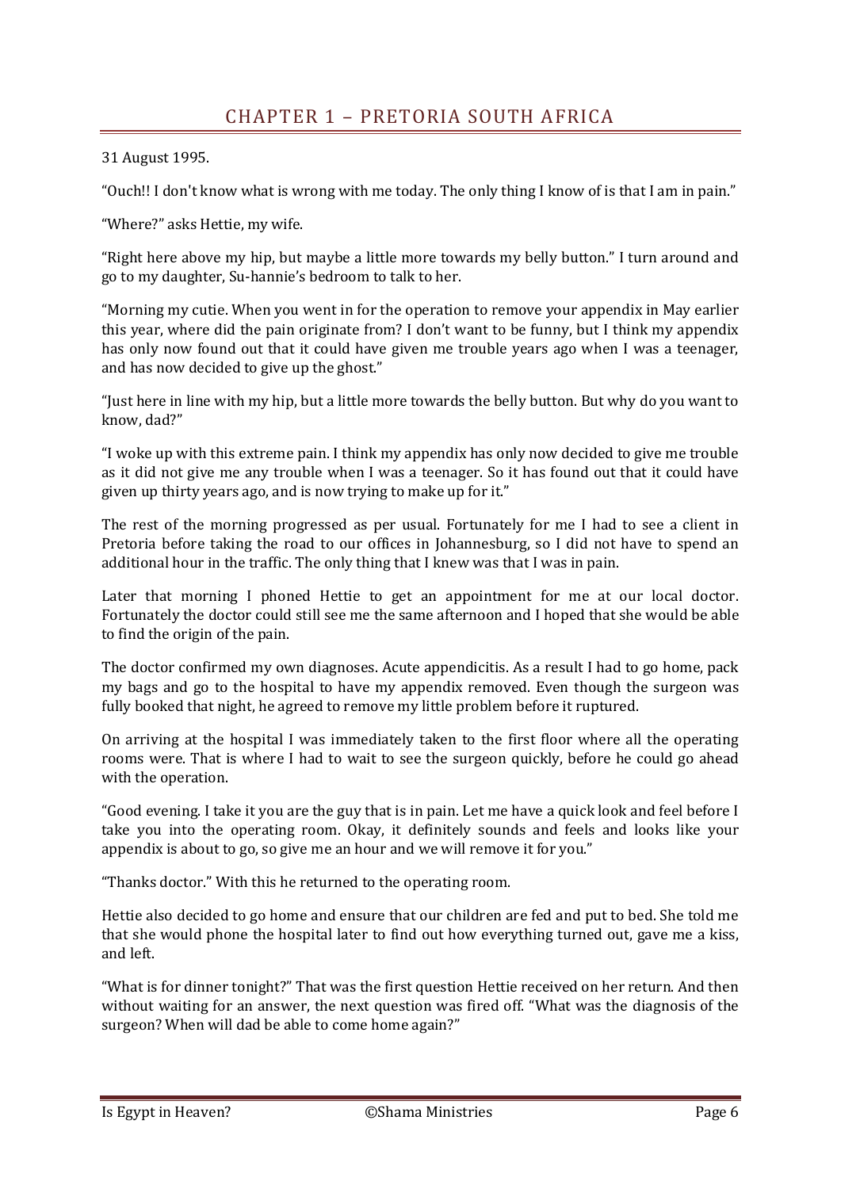# CHAPTER 1 – PRETORIA SOUTH AFRICA

31 August 1995.

"Ouch!! I don't know what is wrong with me today. The only thing I know of is that I am in pain."

"Where?" asks Hettie, my wife.

"Right here above my hip, but maybe a little more towards my belly button." I turn around and go to my daughter, Su-hannie's bedroom to talk to her.

"Morning my cutie. When you went in for the operation to remove your appendix in May earlier this year, where did the pain originate from? I don't want to be funny, but I think my appendix has only now found out that it could have given me trouble years ago when I was a teenager, and has now decided to give up the ghost."

"Just here in line with my hip, but a little more towards the belly button. But why do you want to know, dad?"

"I woke up with this extreme pain. I think my appendix has only now decided to give me trouble as it did not give me any trouble when I was a teenager. So it has found out that it could have given up thirty years ago, and is now trying to make up for it."

The rest of the morning progressed as per usual. Fortunately for me I had to see a client in Pretoria before taking the road to our offices in Johannesburg, so I did not have to spend an additional hour in the traffic. The only thing that I knew was that I was in pain.

Later that morning I phoned Hettie to get an appointment for me at our local doctor. Fortunately the doctor could still see me the same afternoon and I hoped that she would be able to find the origin of the pain.

The doctor confirmed my own diagnoses. Acute appendicitis. As a result I had to go home, pack my bags and go to the hospital to have my appendix removed. Even though the surgeon was fully booked that night, he agreed to remove my little problem before it ruptured.

On arriving at the hospital I was immediately taken to the first floor where all the operating rooms were. That is where I had to wait to see the surgeon quickly, before he could go ahead with the operation.

"Good evening. I take it you are the guy that is in pain. Let me have a quick look and feel before I take you into the operating room. Okay, it definitely sounds and feels and looks like your appendix is about to go, so give me an hour and we will remove it for you."

"Thanks doctor." With this he returned to the operating room.

Hettie also decided to go home and ensure that our children are fed and put to bed. She told me that she would phone the hospital later to find out how everything turned out, gave me a kiss, and left.

"What is for dinner tonight?" That was the first question Hettie received on her return. And then without waiting for an answer, the next question was fired off. "What was the diagnosis of the surgeon? When will dad be able to come home again?"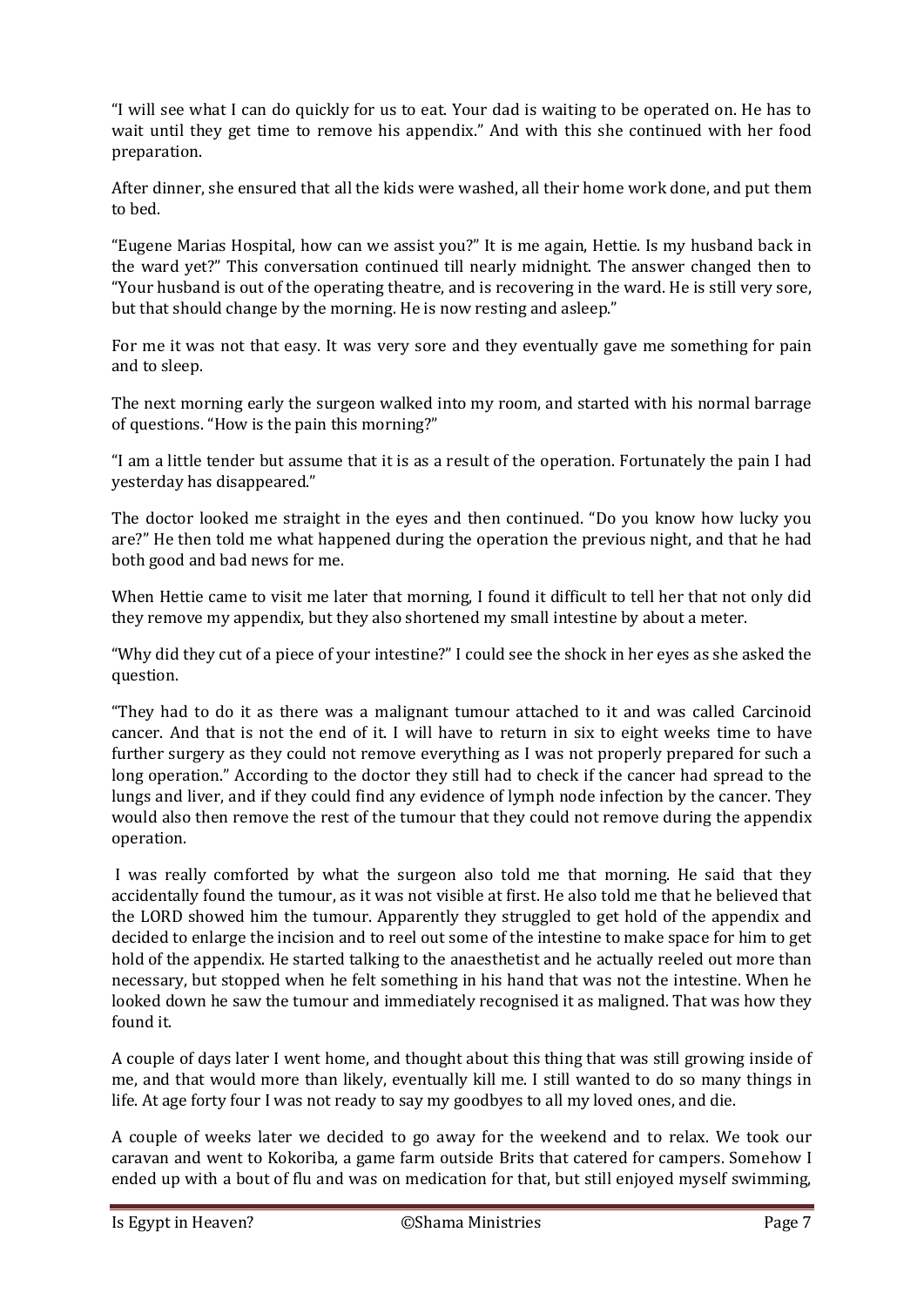"I will see what I can do quickly for us to eat. Your dad is waiting to be operated on. He has to wait until they get time to remove his appendix." And with this she continued with her food preparation.

After dinner, she ensured that all the kids were washed, all their home work done, and put them to bed.

"Eugene Marias Hospital, how can we assist you?" It is me again, Hettie. Is my husband back in the ward yet?" This conversation continued till nearly midnight. The answer changed then to "Your husband is out of the operating theatre, and is recovering in the ward. He is still very sore, but that should change by the morning. He is now resting and asleep."

For me it was not that easy. It was very sore and they eventually gave me something for pain and to sleep.

The next morning early the surgeon walked into my room, and started with his normal barrage of questions. "How is the pain this morning?"

"I am a little tender but assume that it is as a result of the operation. Fortunately the pain I had yesterday has disappeared."

The doctor looked me straight in the eyes and then continued. "Do you know how lucky you are?" He then told me what happened during the operation the previous night, and that he had both good and bad news for me.

When Hettie came to visit me later that morning, I found it difficult to tell her that not only did they remove my appendix, but they also shortened my small intestine by about a meter.

"Why did they cut of a piece of your intestine?" I could see the shock in her eyes as she asked the question.

"They had to do it as there was a malignant tumour attached to it and was called Carcinoid cancer. And that is not the end of it. I will have to return in six to eight weeks time to have further surgery as they could not remove everything as I was not properly prepared for such a long operation." According to the doctor they still had to check if the cancer had spread to the lungs and liver, and if they could find any evidence of lymph node infection by the cancer. They would also then remove the rest of the tumour that they could not remove during the appendix operation.

I was really comforted by what the surgeon also told me that morning. He said that they accidentally found the tumour, as it was not visible at first. He also told me that he believed that the LORD showed him the tumour. Apparently they struggled to get hold of the appendix and decided to enlarge the incision and to reel out some of the intestine to make space for him to get hold of the appendix. He started talking to the anaesthetist and he actually reeled out more than necessary, but stopped when he felt something in his hand that was not the intestine. When he looked down he saw the tumour and immediately recognised it as maligned. That was how they found it.

A couple of days later I went home, and thought about this thing that was still growing inside of me, and that would more than likely, eventually kill me. I still wanted to do so many things in life. At age forty four I was not ready to say my goodbyes to all my loved ones, and die.

A couple of weeks later we decided to go away for the weekend and to relax. We took our caravan and went to Kokoriba, a game farm outside Brits that catered for campers. Somehow I ended up with a bout of flu and was on medication for that, but still enjoyed myself swimming,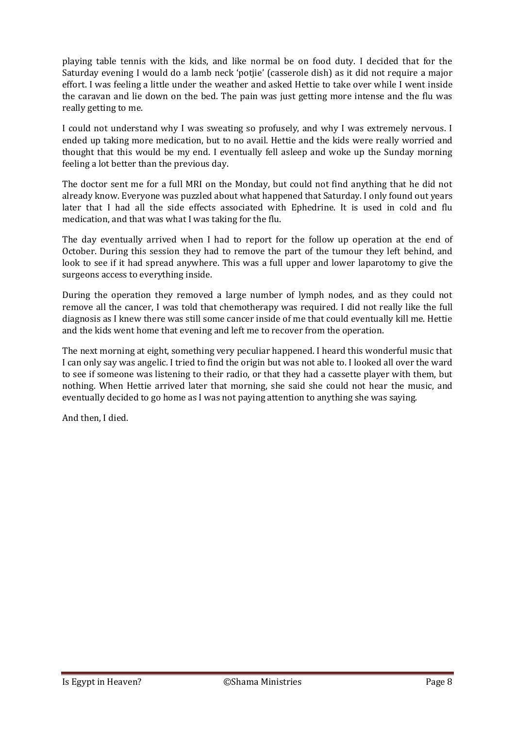playing table tennis with the kids, and like normal be on food duty. I decided that for the Saturday evening I would do a lamb neck 'potjie' (casserole dish) as it did not require a major effort. I was feeling a little under the weather and asked Hettie to take over while I went inside the caravan and lie down on the bed. The pain was just getting more intense and the flu was really getting to me.

I could not understand why I was sweating so profusely, and why I was extremely nervous. I ended up taking more medication, but to no avail. Hettie and the kids were really worried and thought that this would be my end. I eventually fell asleep and woke up the Sunday morning feeling a lot better than the previous day.

The doctor sent me for a full MRI on the Monday, but could not find anything that he did not already know. Everyone was puzzled about what happened that Saturday. I only found out years later that I had all the side effects associated with Ephedrine. It is used in cold and flu medication, and that was what I was taking for the flu.

The day eventually arrived when I had to report for the follow up operation at the end of October. During this session they had to remove the part of the tumour they left behind, and look to see if it had spread anywhere. This was a full upper and lower laparotomy to give the surgeons access to everything inside.

During the operation they removed a large number of lymph nodes, and as they could not remove all the cancer, I was told that chemotherapy was required. I did not really like the full diagnosis as I knew there was still some cancer inside of me that could eventually kill me. Hettie and the kids went home that evening and left me to recover from the operation.

The next morning at eight, something very peculiar happened. I heard this wonderful music that I can only say was angelic. I tried to find the origin but was not able to. I looked all over the ward to see if someone was listening to their radio, or that they had a cassette player with them, but nothing. When Hettie arrived later that morning, she said she could not hear the music, and eventually decided to go home as I was not paying attention to anything she was saying.

And then, I died.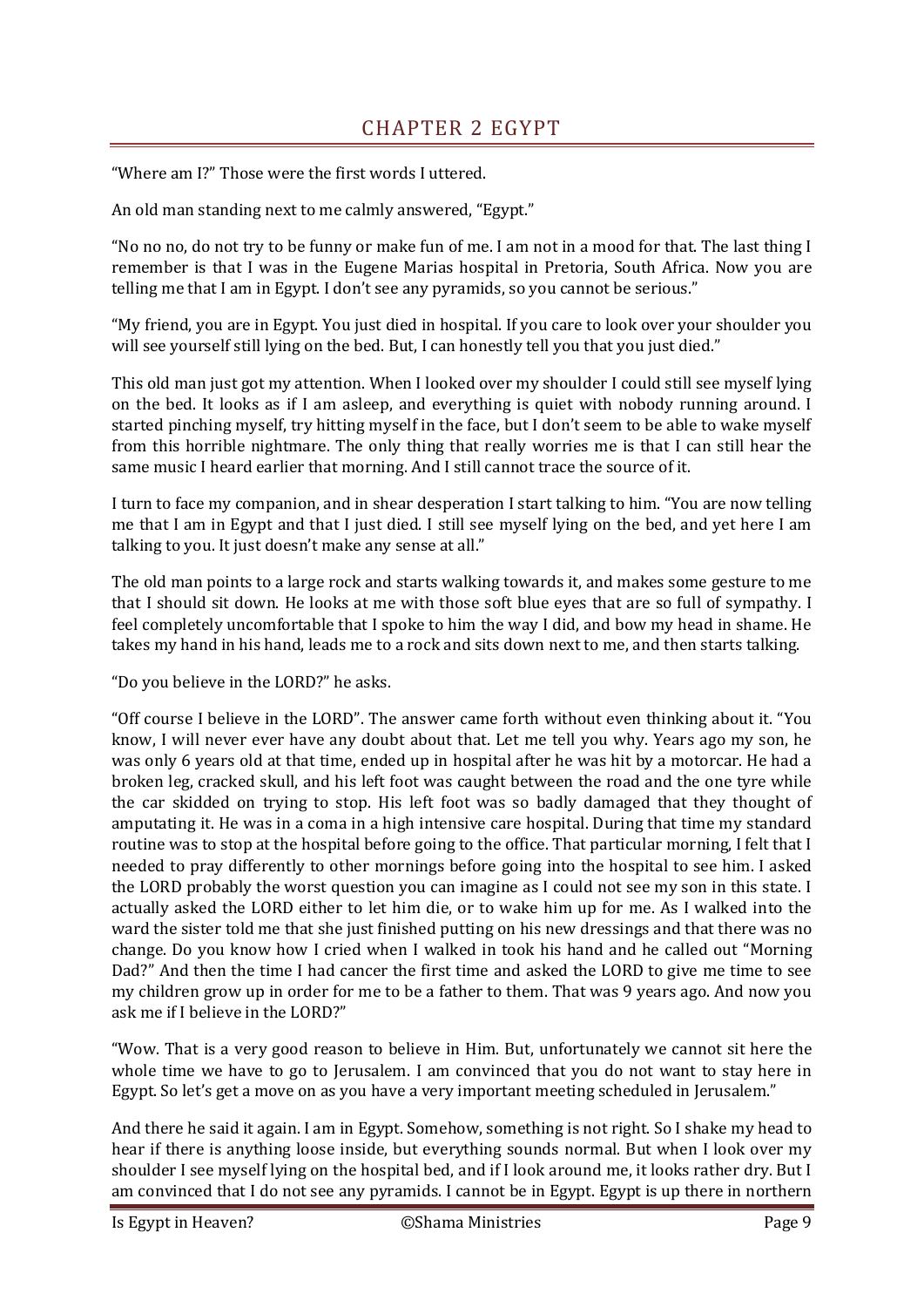# CHAPTER 2 EGYPT

"Where am I?" Those were the first words I uttered.

An old man standing next to me calmly answered, "Egypt."

"No no no, do not try to be funny or make fun of me. I am not in a mood for that. The last thing I remember is that I was in the Eugene Marias hospital in Pretoria, South Africa. Now you are telling me that I am in Egypt. I don't see any pyramids, so you cannot be serious."

"My friend, you are in Egypt. You just died in hospital. If you care to look over your shoulder you will see yourself still lying on the bed. But, I can honestly tell you that you just died."

This old man just got my attention. When I looked over my shoulder I could still see myself lying on the bed. It looks as if I am asleep, and everything is quiet with nobody running around. I started pinching myself, try hitting myself in the face, but I don't seem to be able to wake myself from this horrible nightmare. The only thing that really worries me is that I can still hear the same music I heard earlier that morning. And I still cannot trace the source of it.

I turn to face my companion, and in shear desperation I start talking to him. "You are now telling me that I am in Egypt and that I just died. I still see myself lying on the bed, and yet here I am talking to you. It just doesn't make any sense at all."

The old man points to a large rock and starts walking towards it, and makes some gesture to me that I should sit down. He looks at me with those soft blue eyes that are so full of sympathy. I feel completely uncomfortable that I spoke to him the way I did, and bow my head in shame. He takes my hand in his hand, leads me to a rock and sits down next to me, and then starts talking.

"Do you believe in the LORD?" he asks.

"Off course I believe in the LORD". The answer came forth without even thinking about it. "You know, I will never ever have any doubt about that. Let me tell you why. Years ago my son, he was only 6 years old at that time, ended up in hospital after he was hit by a motorcar. He had a broken leg, cracked skull, and his left foot was caught between the road and the one tyre while the car skidded on trying to stop. His left foot was so badly damaged that they thought of amputating it. He was in a coma in a high intensive care hospital. During that time my standard routine was to stop at the hospital before going to the office. That particular morning, I felt that I needed to pray differently to other mornings before going into the hospital to see him. I asked the LORD probably the worst question you can imagine as I could not see my son in this state. I actually asked the LORD either to let him die, or to wake him up for me. As I walked into the ward the sister told me that she just finished putting on his new dressings and that there was no change. Do you know how I cried when I walked in took his hand and he called out "Morning Dad?" And then the time I had cancer the first time and asked the LORD to give me time to see my children grow up in order for me to be a father to them. That was 9 years ago. And now you ask me if I believe in the LORD?"

"Wow. That is a very good reason to believe in Him. But, unfortunately we cannot sit here the whole time we have to go to Jerusalem. I am convinced that you do not want to stay here in Egypt. So let's get a move on as you have a very important meeting scheduled in Jerusalem."

And there he said it again. I am in Egypt. Somehow, something is not right. So I shake my head to hear if there is anything loose inside, but everything sounds normal. But when I look over my shoulder I see myself lying on the hospital bed, and if I look around me, it looks rather dry. But I am convinced that I do not see any pyramids. I cannot be in Egypt. Egypt is up there in northern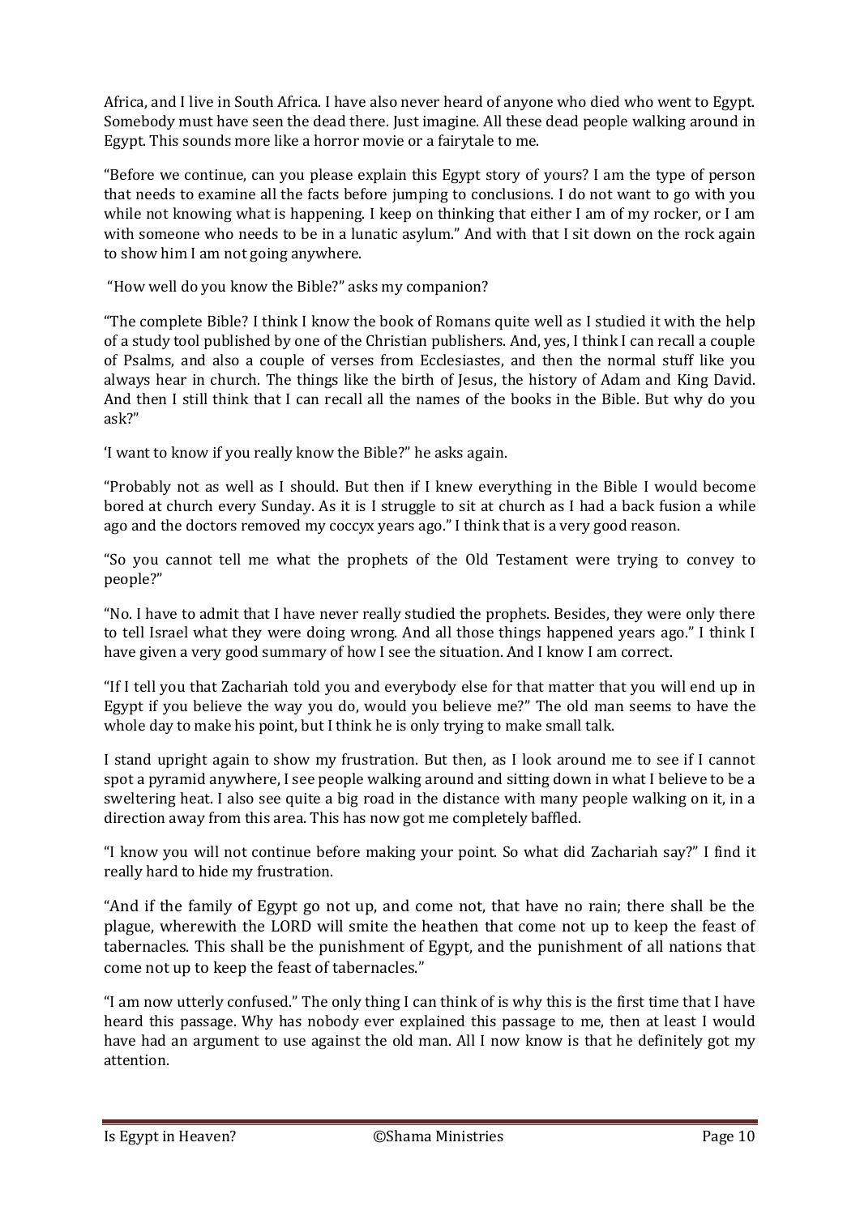Africa, and I live in South Africa. I have also never heard of anyone who died who went to Egypt. Somebody must have seen the dead there. Just imagine. All these dead people walking around in Egypt. This sounds more like a horror movie or a fairytale to me.

"Before we continue, can you please explain this Egypt story of yours? I am the type of person that needs to examine all the facts before jumping to conclusions. I do not want to go with you while not knowing what is happening. I keep on thinking that either I am of my rocker, or I am with someone who needs to be in a lunatic asylum." And with that I sit down on the rock again to show him I am not going anywhere.

"How well do you know the Bible?" asks my companion?

"The complete Bible? I think I know the book of Romans quite well as I studied it with the help of a study tool published by one of the Christian publishers. And, yes, I think I can recall a couple of Psalms, and also a couple of verses from Ecclesiastes, and then the normal stuff like you always hear in church. The things like the birth of Jesus, the history of Adam and King David. And then I still think that I can recall all the names of the books in the Bible. But why do you ask?"

'I want to know if you really know the Bible?" he asks again.

"Probably not as well as I should. But then if I knew everything in the Bible I would become bored at church every Sunday. As it is I struggle to sit at church as I had a back fusion a while ago and the doctors removed my coccyx years ago." I think that is a very good reason.

"So you cannot tell me what the prophets of the Old Testament were trying to convey to people?"

"No. I have to admit that I have never really studied the prophets. Besides, they were only there to tell Israel what they were doing wrong. And all those things happened years ago." I think I have given a very good summary of how I see the situation. And I know I am correct.

"If I tell you that Zachariah told you and everybody else for that matter that you will end up in Egypt if you believe the way you do, would you believe me?" The old man seems to have the whole day to make his point, but I think he is only trying to make small talk.

I stand upright again to show my frustration. But then, as I look around me to see if I cannot spot a pyramid anywhere, I see people walking around and sitting down in what I believe to be a sweltering heat. I also see quite a big road in the distance with many people walking on it, in a direction away from this area. This has now got me completely baffled.

"I know you will not continue before making your point. So what did Zachariah say?" I find it really hard to hide my frustration.

"And if the family of Egypt go not up, and come not, that have no rain; there shall be the plague, wherewith the LORD will smite the heathen that come not up to keep the feast of tabernacles. This shall be the punishment of Egypt, and the punishment of all nations that come not up to keep the feast of tabernacles."

"I am now utterly confused." The only thing I can think of is why this is the first time that I have heard this passage. Why has nobody ever explained this passage to me, then at least I would have had an argument to use against the old man. All I now know is that he definitely got my attention.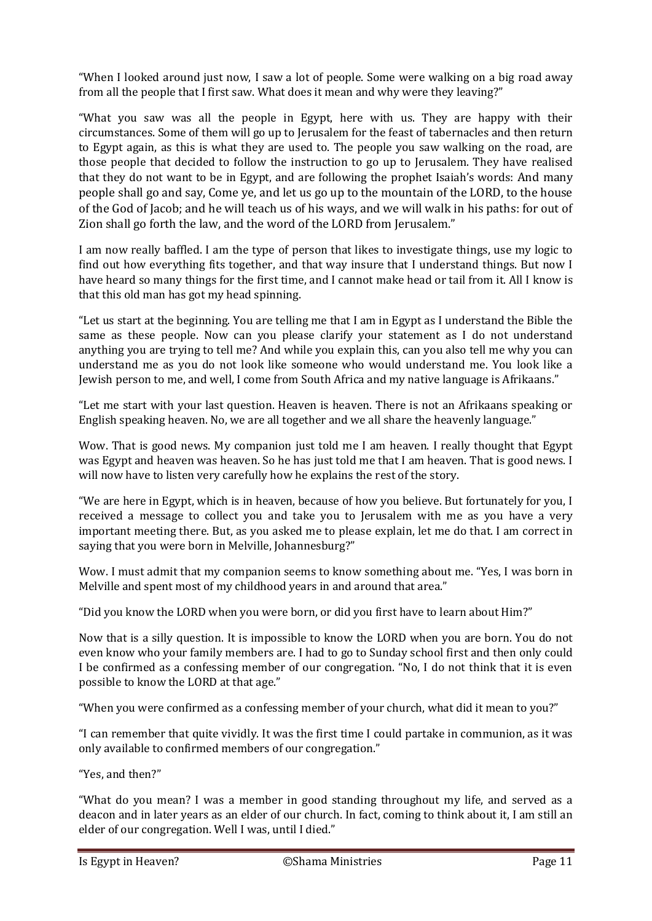"When I looked around just now, I saw a lot of people. Some were walking on a big road away from all the people that I first saw. What does it mean and why were they leaving?"

"What you saw was all the people in Egypt, here with us. They are happy with their circumstances. Some of them will go up to Jerusalem for the feast of tabernacles and then return to Egypt again, as this is what they are used to. The people you saw walking on the road, are those people that decided to follow the instruction to go up to Jerusalem. They have realised that they do not want to be in Egypt, and are following the prophet Isaiah's words: And many people shall go and say, Come ye, and let us go up to the mountain of the LORD, to the house of the God of Jacob; and he will teach us of his ways, and we will walk in his paths: for out of Zion shall go forth the law, and the word of the LORD from Jerusalem."

I am now really baffled. I am the type of person that likes to investigate things, use my logic to find out how everything fits together, and that way insure that I understand things. But now I have heard so many things for the first time, and I cannot make head or tail from it. All I know is that this old man has got my head spinning.

"Let us start at the beginning. You are telling me that I am in Egypt as I understand the Bible the same as these people. Now can you please clarify your statement as I do not understand anything you are trying to tell me? And while you explain this, can you also tell me why you can understand me as you do not look like someone who would understand me. You look like a Jewish person to me, and well, I come from South Africa and my native language is Afrikaans."

"Let me start with your last question. Heaven is heaven. There is not an Afrikaans speaking or English speaking heaven. No, we are all together and we all share the heavenly language."

Wow. That is good news. My companion just told me I am heaven. I really thought that Egypt was Egypt and heaven was heaven. So he has just told me that I am heaven. That is good news. I will now have to listen very carefully how he explains the rest of the story.

"We are here in Egypt, which is in heaven, because of how you believe. But fortunately for you, I received a message to collect you and take you to Jerusalem with me as you have a very important meeting there. But, as you asked me to please explain, let me do that. I am correct in saying that you were born in Melville, Johannesburg?"

Wow. I must admit that my companion seems to know something about me. "Yes, I was born in Melville and spent most of my childhood years in and around that area."

"Did you know the LORD when you were born, or did you first have to learn about Him?"

Now that is a silly question. It is impossible to know the LORD when you are born. You do not even know who your family members are. I had to go to Sunday school first and then only could I be confirmed as a confessing member of our congregation. "No, I do not think that it is even possible to know the LORD at that age."

"When you were confirmed as a confessing member of your church, what did it mean to you?"

"I can remember that quite vividly. It was the first time I could partake in communion, as it was only available to confirmed members of our congregation."

"Yes, and then?"

"What do you mean? I was a member in good standing throughout my life, and served as a deacon and in later years as an elder of our church. In fact, coming to think about it, I am still an elder of our congregation. Well I was, until I died."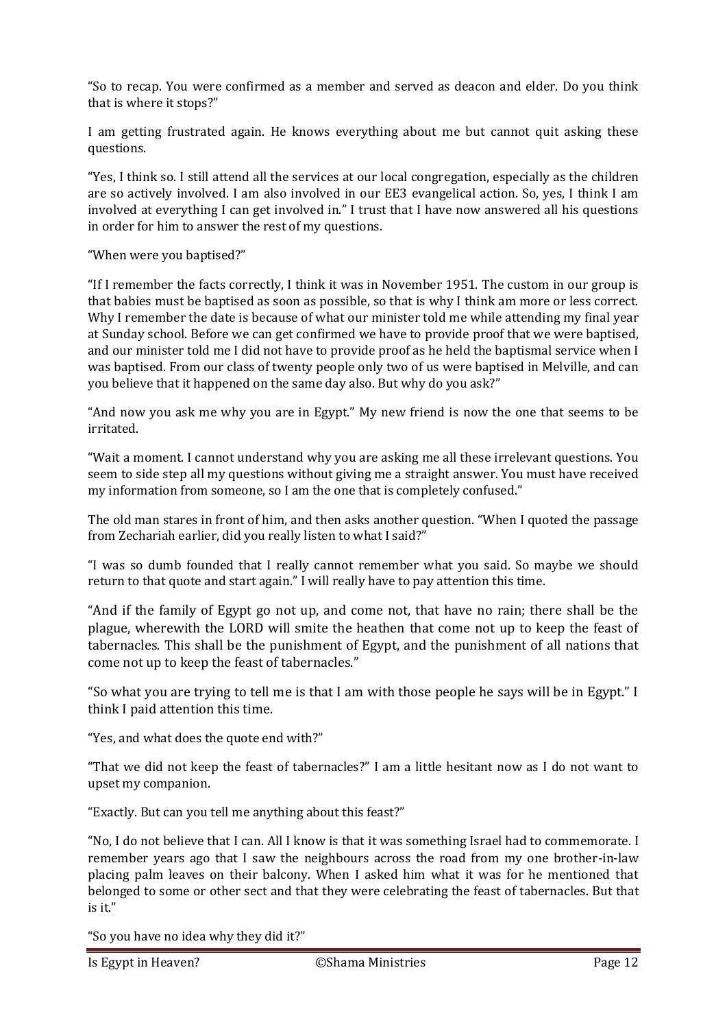"So to recap. You were confirmed as a member and served as deacon and elder. Do you think that is where it stops?"

I am getting frustrated again. He knows everything about me but cannot quit asking these questions.

"Yes, I think so. I still attend all the services at our local congregation, especially as the children are so actively involved. I am also involved in our EE3 evangelical action. So, yes, I think I am involved at everything I can get involved in." I trust that I have now answered all his questions in order for him to answer the rest of my questions.

"When were you baptised?"

"If I remember the facts correctly, I think it was in November 1951. The custom in our group is that babies must be baptised as soon as possible, so that is why I think am more or less correct. Why I remember the date is because of what our minister told me while attending my final year at Sunday school. Before we can get confirmed we have to provide proof that we were baptised, and our minister told me I did not have to provide proof as he held the baptismal service when I was baptised. From our class of twenty people only two of us were baptised in Melville, and can you believe that it happened on the same day also. But why do you ask?"

"And now you ask me why you are in Egypt." My new friend is now the one that seems to be irritated.

"Wait a moment. I cannot understand why you are asking me all these irrelevant questions. You seem to side step all my questions without giving me a straight answer. You must have received my information from someone, so I am the one that is completely confused."

The old man stares in front of him, and then asks another question. "When I quoted the passage from Zechariah earlier, did you really listen to what I said?"

"I was so dumb founded that I really cannot remember what you said. So maybe we should return to that quote and start again." I will really have to pay attention this time.

"And if the family of Egypt go not up, and come not, that have no rain; there shall be the plague, wherewith the LORD will smite the heathen that come not up to keep the feast of tabernacles. This shall be the punishment of Egypt, and the punishment of all nations that come not up to keep the feast of tabernacles."

"So what you are trying to tell me is that I am with those people he says will be in Egypt." I think I paid attention this time.

"Yes, and what does the quote end with?"

"That we did not keep the feast of tabernacles?" I am a little hesitant now as I do not want to upset my companion.

"Exactly. But can you tell me anything about this feast?"

"No, I do not believe that I can. All I know is that it was something Israel had to commemorate. I remember years ago that I saw the neighbours across the road from my one brother-in-law placing palm leaves on their balcony. When I asked him what it was for he mentioned that belonged to some or other sect and that they were celebrating the feast of tabernacles. But that is it."

"So you have no idea why they did it?"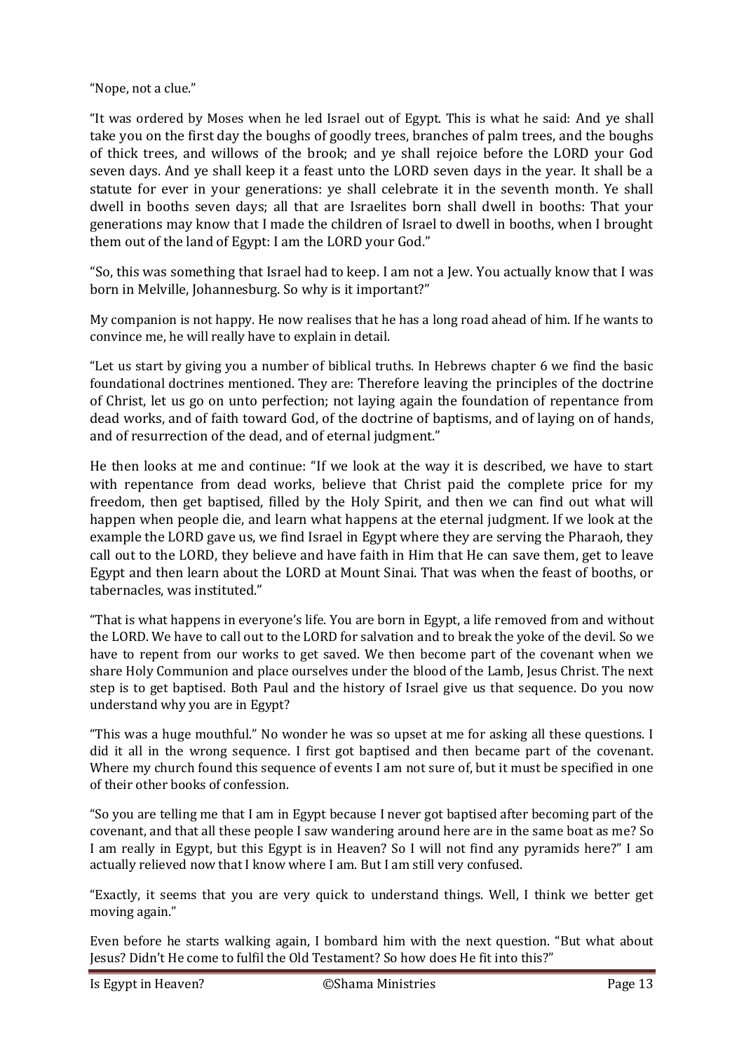"Nope, not a clue."

"It was ordered by Moses when he led Israel out of Egypt. This is what he said: And ye shall take you on the first day the boughs of goodly trees, branches of palm trees, and the boughs of thick trees, and willows of the brook; and ye shall rejoice before the LORD your God seven days. And ye shall keep it a feast unto the LORD seven days in the year. It shall be a statute for ever in your generations: ye shall celebrate it in the seventh month. Ye shall dwell in booths seven days; all that are Israelites born shall dwell in booths: That your generations may know that I made the children of Israel to dwell in booths, when I brought them out of the land of Egypt: I am the LORD your God."

"So, this was something that Israel had to keep. I am not a Jew. You actually know that I was born in Melville, Johannesburg. So why is it important?"

My companion is not happy. He now realises that he has a long road ahead of him. If he wants to convince me, he will really have to explain in detail.

"Let us start by giving you a number of biblical truths. In Hebrews chapter 6 we find the basic foundational doctrines mentioned. They are: Therefore leaving the principles of the doctrine of Christ, let us go on unto perfection; not laying again the foundation of repentance from dead works, and of faith toward God, of the doctrine of baptisms, and of laying on of hands, and of resurrection of the dead, and of eternal judgment."

He then looks at me and continue: "If we look at the way it is described, we have to start with repentance from dead works, believe that Christ paid the complete price for my freedom, then get baptised, filled by the Holy Spirit, and then we can find out what will happen when people die, and learn what happens at the eternal judgment. If we look at the example the LORD gave us, we find Israel in Egypt where they are serving the Pharaoh, they call out to the LORD, they believe and have faith in Him that He can save them, get to leave Egypt and then learn about the LORD at Mount Sinai. That was when the feast of booths, or tabernacles, was instituted."

"That is what happens in everyone's life. You are born in Egypt, a life removed from and without the LORD. We have to call out to the LORD for salvation and to break the yoke of the devil. So we have to repent from our works to get saved. We then become part of the covenant when we share Holy Communion and place ourselves under the blood of the Lamb, Jesus Christ. The next step is to get baptised. Both Paul and the history of Israel give us that sequence. Do you now understand why you are in Egypt?

"This was a huge mouthful." No wonder he was so upset at me for asking all these questions. I did it all in the wrong sequence. I first got baptised and then became part of the covenant. Where my church found this sequence of events I am not sure of, but it must be specified in one of their other books of confession.

"So you are telling me that I am in Egypt because I never got baptised after becoming part of the covenant, and that all these people I saw wandering around here are in the same boat as me? So I am really in Egypt, but this Egypt is in Heaven? So I will not find any pyramids here?" I am actually relieved now that I know where I am. But I am still very confused.

"Exactly, it seems that you are very quick to understand things. Well, I think we better get moving again."

Even before he starts walking again, I bombard him with the next question. "But what about Jesus? Didn't He come to fulfil the Old Testament? So how does He fit into this?"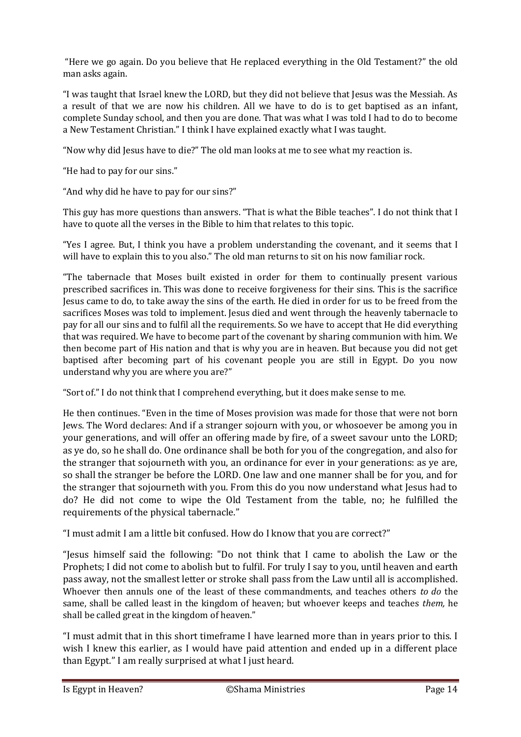"Here we go again. Do you believe that He replaced everything in the Old Testament?" the old man asks again.

"I was taught that Israel knew the LORD, but they did not believe that Jesus was the Messiah. As a result of that we are now his children. All we have to do is to get baptised as an infant, complete Sunday school, and then you are done. That was what I was told I had to do to become a New Testament Christian." I think I have explained exactly what I was taught.

"Now why did Jesus have to die?" The old man looks at me to see what my reaction is.

"He had to pay for our sins."

"And why did he have to pay for our sins?"

This guy has more questions than answers. "That is what the Bible teaches". I do not think that I have to quote all the verses in the Bible to him that relates to this topic.

"Yes I agree. But, I think you have a problem understanding the covenant, and it seems that I will have to explain this to you also." The old man returns to sit on his now familiar rock.

"The tabernacle that Moses built existed in order for them to continually present various prescribed sacrifices in. This was done to receive forgiveness for their sins. This is the sacrifice Jesus came to do, to take away the sins of the earth. He died in order for us to be freed from the sacrifices Moses was told to implement. Jesus died and went through the heavenly tabernacle to pay for all our sins and to fulfil all the requirements. So we have to accept that He did everything that was required. We have to become part of the covenant by sharing communion with him. We then become part of His nation and that is why you are in heaven. But because you did not get baptised after becoming part of his covenant people you are still in Egypt. Do you now understand why you are where you are?"

"Sort of." I do not think that I comprehend everything, but it does make sense to me.

He then continues. "Even in the time of Moses provision was made for those that were not born Jews. The Word declares: And if a stranger sojourn with you, or whosoever be among you in your generations, and will offer an offering made by fire, of a sweet savour unto the LORD; as ye do, so he shall do. One ordinance shall be both for you of the congregation, and also for the stranger that sojourneth with you, an ordinance for ever in your generations: as ye are, so shall the stranger be before the LORD. One law and one manner shall be for you, and for the stranger that sojourneth with you. From this do you now understand what Jesus had to do? He did not come to wipe the Old Testament from the table, no; he fulfilled the requirements of the physical tabernacle."

"I must admit I am a little bit confused. How do I know that you are correct?"

"Jesus himself said the following: "Do not think that I came to abolish the Law or the Prophets; I did not come to abolish but to fulfil. For truly I say to you, until heaven and earth pass away, not the smallest letter or stroke shall pass from the Law until all is accomplished. Whoever then annuls one of the least of these commandments, and teaches others *to do* the same, shall be called least in the kingdom of heaven; but whoever keeps and teaches *them,* he shall be called great in the kingdom of heaven."

"I must admit that in this short timeframe I have learned more than in years prior to this. I wish I knew this earlier, as I would have paid attention and ended up in a different place than Egypt." I am really surprised at what I just heard.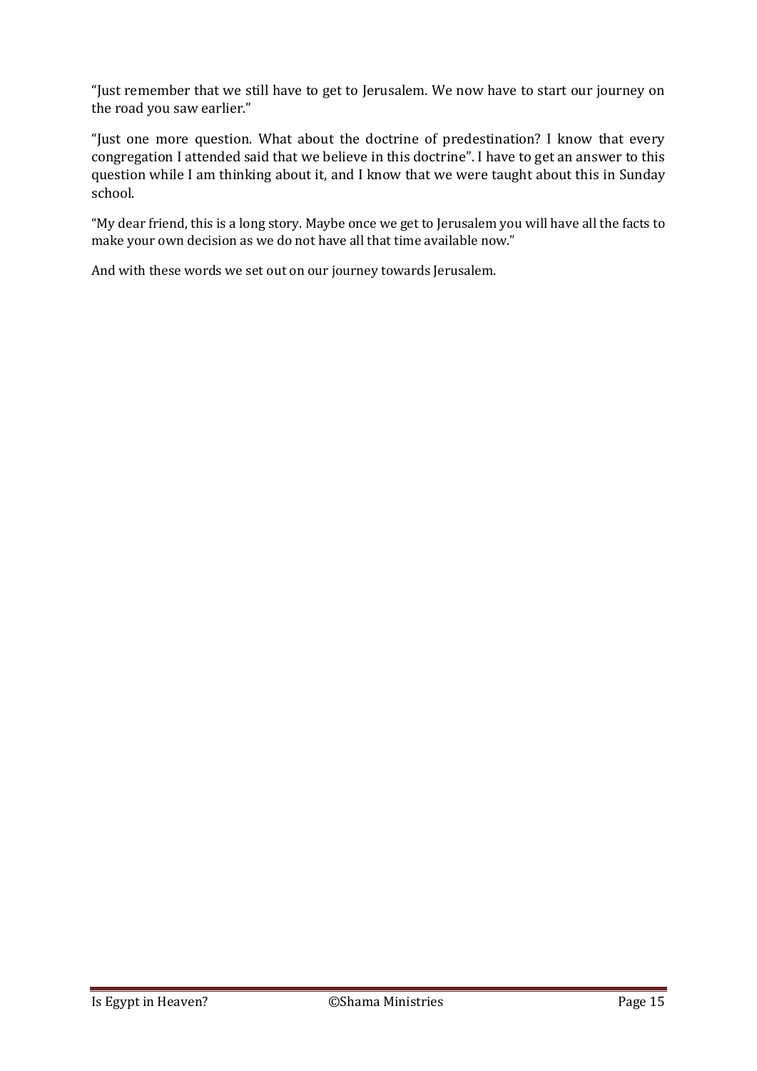"Just remember that we still have to get to Jerusalem. We now have to start our journey on the road you saw earlier."

"Just one more question. What about the doctrine of predestination? I know that every congregation I attended said that we believe in this doctrine". I have to get an answer to this question while I am thinking about it, and I know that we were taught about this in Sunday school.

"My dear friend, this is a long story. Maybe once we get to Jerusalem you will have all the facts to make your own decision as we do not have all that time available now."

And with these words we set out on our journey towards Jerusalem.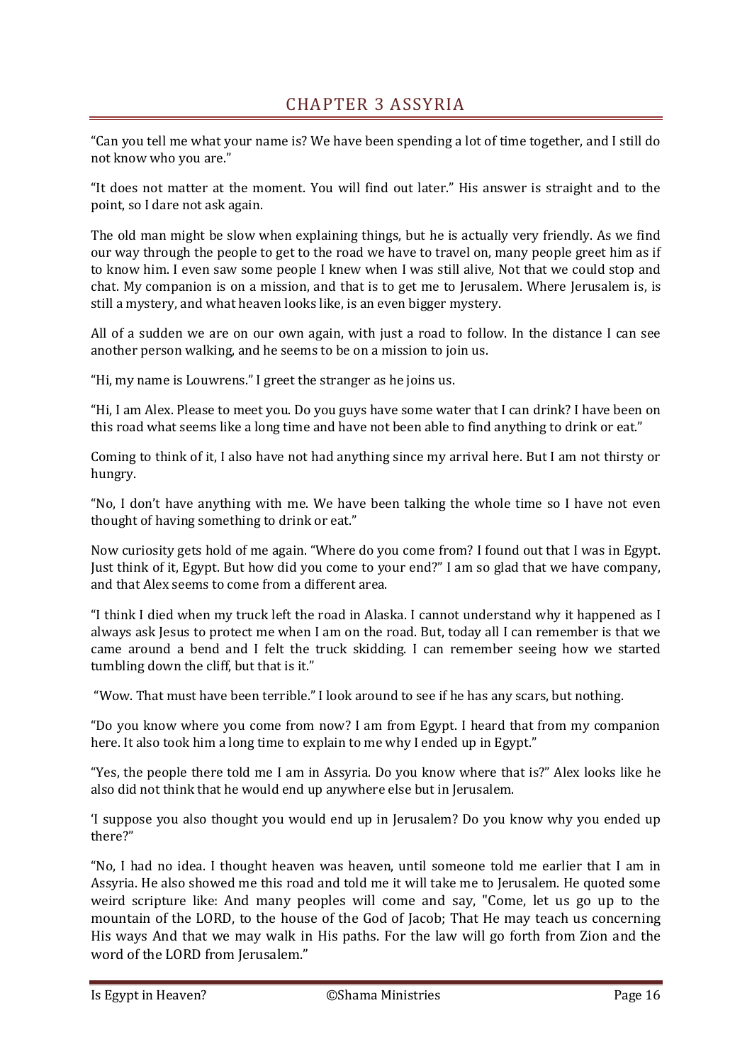# CHAPTER 3 ASSYRIA

"Can you tell me what your name is? We have been spending a lot of time together, and I still do not know who you are."

"It does not matter at the moment. You will find out later." His answer is straight and to the point, so I dare not ask again.

The old man might be slow when explaining things, but he is actually very friendly. As we find our way through the people to get to the road we have to travel on, many people greet him as if to know him. I even saw some people I knew when I was still alive, Not that we could stop and chat. My companion is on a mission, and that is to get me to Jerusalem. Where Jerusalem is, is still a mystery, and what heaven looks like, is an even bigger mystery.

All of a sudden we are on our own again, with just a road to follow. In the distance I can see another person walking, and he seems to be on a mission to join us.

"Hi, my name is Louwrens." I greet the stranger as he joins us.

"Hi, I am Alex. Please to meet you. Do you guys have some water that I can drink? I have been on this road what seems like a long time and have not been able to find anything to drink or eat."

Coming to think of it, I also have not had anything since my arrival here. But I am not thirsty or hungry.

"No, I don't have anything with me. We have been talking the whole time so I have not even thought of having something to drink or eat."

Now curiosity gets hold of me again. "Where do you come from? I found out that I was in Egypt. Just think of it, Egypt. But how did you come to your end?" I am so glad that we have company, and that Alex seems to come from a different area.

"I think I died when my truck left the road in Alaska. I cannot understand why it happened as I always ask Jesus to protect me when I am on the road. But, today all I can remember is that we came around a bend and I felt the truck skidding. I can remember seeing how we started tumbling down the cliff, but that is it."

"Wow. That must have been terrible." I look around to see if he has any scars, but nothing.

"Do you know where you come from now? I am from Egypt. I heard that from my companion here. It also took him a long time to explain to me why I ended up in Egypt."

"Yes, the people there told me I am in Assyria. Do you know where that is?" Alex looks like he also did not think that he would end up anywhere else but in Jerusalem.

'I suppose you also thought you would end up in Jerusalem? Do you know why you ended up there?"

"No, I had no idea. I thought heaven was heaven, until someone told me earlier that I am in Assyria. He also showed me this road and told me it will take me to Jerusalem. He quoted some weird scripture like: And many peoples will come and say, "Come, let us go up to the mountain of the LORD, to the house of the God of Jacob; That He may teach us concerning His ways And that we may walk in His paths. For the law will go forth from Zion and the word of the LORD from Jerusalem."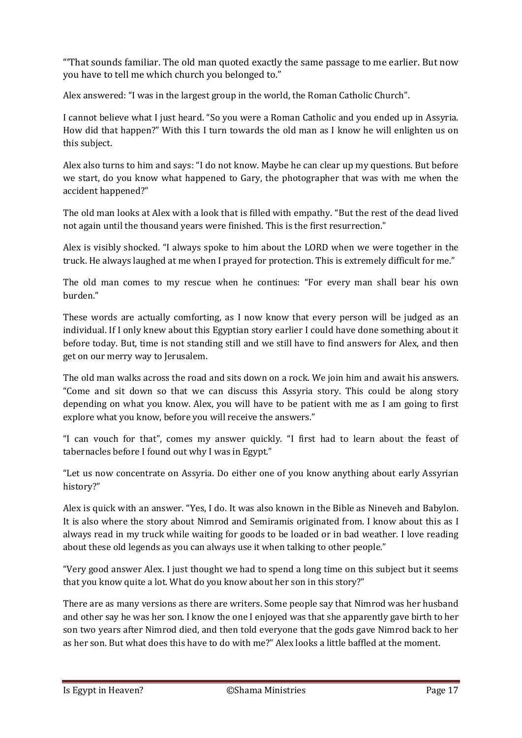"'That sounds familiar. The old man quoted exactly the same passage to me earlier. But now you have to tell me which church you belonged to."

Alex answered: "I was in the largest group in the world, the Roman Catholic Church".

I cannot believe what I just heard. "So you were a Roman Catholic and you ended up in Assyria. How did that happen?" With this I turn towards the old man as I know he will enlighten us on this subject.

Alex also turns to him and says: "I do not know. Maybe he can clear up my questions. But before we start, do you know what happened to Gary, the photographer that was with me when the accident happened?"

The old man looks at Alex with a look that is filled with empathy. "But the rest of the dead lived not again until the thousand years were finished. This is the first resurrection."

Alex is visibly shocked. "I always spoke to him about the LORD when we were together in the truck. He always laughed at me when I prayed for protection. This is extremely difficult for me."

The old man comes to my rescue when he continues: "For every man shall bear his own burden."

These words are actually comforting, as I now know that every person will be judged as an individual. If I only knew about this Egyptian story earlier I could have done something about it before today. But, time is not standing still and we still have to find answers for Alex, and then get on our merry way to Jerusalem.

The old man walks across the road and sits down on a rock. We join him and await his answers. "Come and sit down so that we can discuss this Assyria story. This could be along story depending on what you know. Alex, you will have to be patient with me as I am going to first explore what you know, before you will receive the answers."

"I can vouch for that", comes my answer quickly. "I first had to learn about the feast of tabernacles before I found out why I was in Egypt."

"Let us now concentrate on Assyria. Do either one of you know anything about early Assyrian history?"

Alex is quick with an answer. "Yes, I do. It was also known in the Bible as Nineveh and Babylon. It is also where the story about Nimrod and Semiramis originated from. I know about this as I always read in my truck while waiting for goods to be loaded or in bad weather. I love reading about these old legends as you can always use it when talking to other people."

"Very good answer Alex. I just thought we had to spend a long time on this subject but it seems that you know quite a lot. What do you know about her son in this story?"

There are as many versions as there are writers. Some people say that Nimrod was her husband and other say he was her son. I know the one I enjoyed was that she apparently gave birth to her son two years after Nimrod died, and then told everyone that the gods gave Nimrod back to her as her son. But what does this have to do with me?" Alex looks a little baffled at the moment.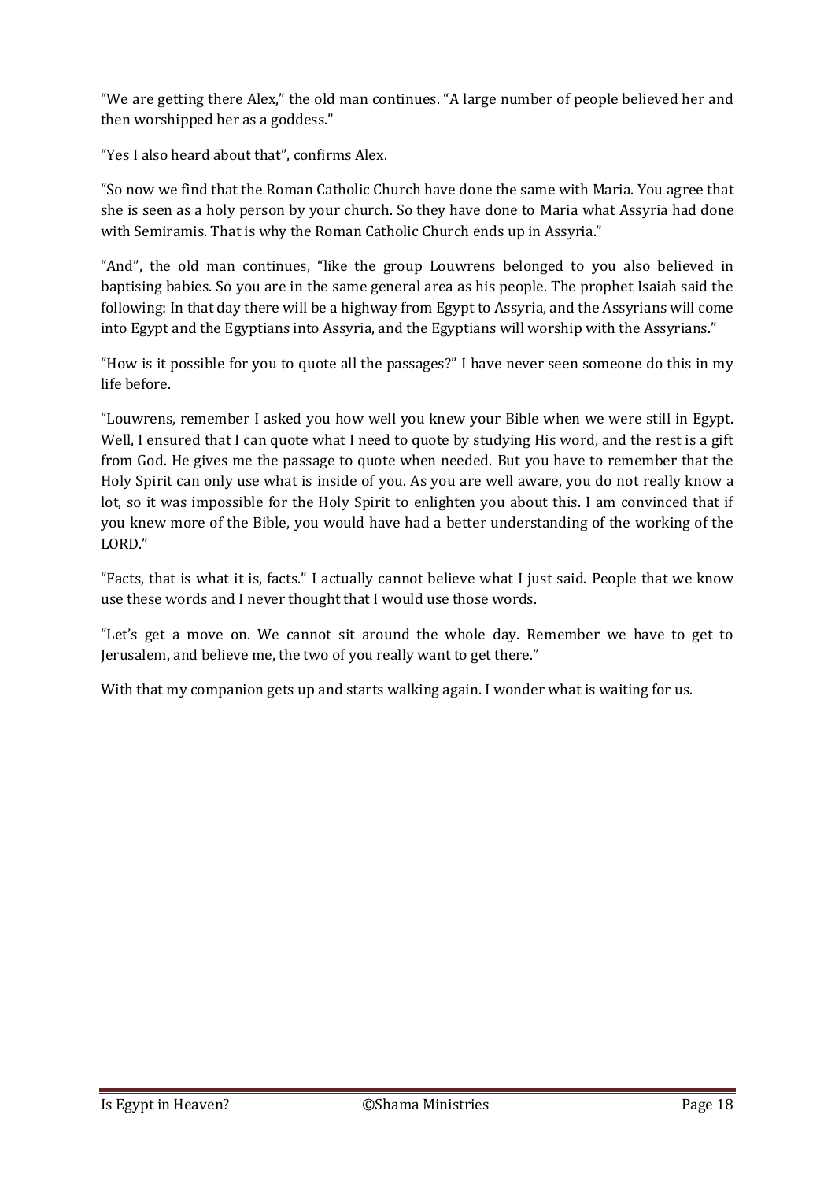“We are getting there Alex,” the old man continues. “A large number of people believed her and then worshipped her as a goddess.”

“Yes I also heard about that”, confirms Alex.

“So now we find that the Roman Catholic Church have done the same with Maria. You agree that she is seen as a holy person by your church. So they have done to Maria what Assyria had done with Semiramis. That is why the Roman Catholic Church ends up in Assyria.”

“And”, the old man continues, “like the group Louwrens belonged to you also believed in baptising babies. So you are in the same general area as his people. The prophet Isaiah said the following: In that day there will be a highway from Egypt to Assyria, and the Assyrians will come into Egypt and the Egyptians into Assyria, and the Egyptians will worship with the Assyrians.”

“How is it possible for you to quote all the passages?” I have never seen someone do this in my life before.

“Louwrens, remember I asked you how well you knew your Bible when we were still in Egypt. Well, I ensured that I can quote what I need to quote by studying His word, and the rest is a gift from God. He gives me the passage to quote when needed. But you have to remember that the Holy Spirit can only use what is inside of you. As you are well aware, you do not really know a lot, so it was impossible for the Holy Spirit to enlighten you about this. I am convinced that if you knew more of the Bible, you would have had a better understanding of the working of the LORD.”

“Facts, that is what it is, facts.” I actually cannot believe what I just said. People that we know use these words and I never thought that I would use those words.

“Let’s get a move on. We cannot sit around the whole day. Remember we have to get to Jerusalem, and believe me, the two of you really want to get there.”

With that my companion gets up and starts walking again. I wonder what is waiting for us.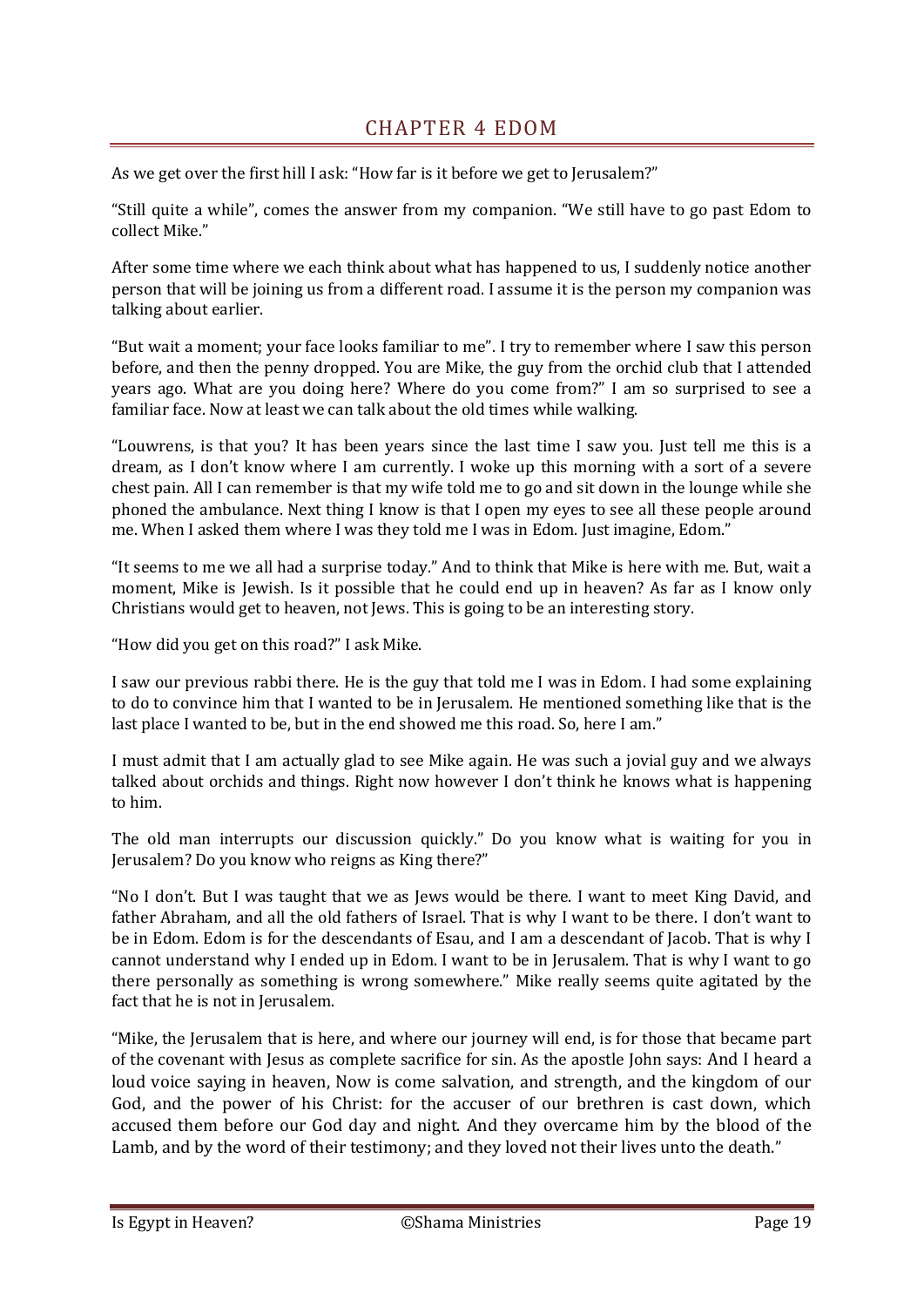# CHAPTER 4 EDOM

As we get over the first hill I ask: "How far is it before we get to Jerusalem?"

"Still quite a while", comes the answer from my companion. "We still have to go past Edom to collect Mike."

After some time where we each think about what has happened to us, I suddenly notice another person that will be joining us from a different road. I assume it is the person my companion was talking about earlier.

"But wait a moment; your face looks familiar to me". I try to remember where I saw this person before, and then the penny dropped. You are Mike, the guy from the orchid club that I attended years ago. What are you doing here? Where do you come from?" I am so surprised to see a familiar face. Now at least we can talk about the old times while walking.

"Louwrens, is that you? It has been years since the last time I saw you. Just tell me this is a dream, as I don't know where I am currently. I woke up this morning with a sort of a severe chest pain. All I can remember is that my wife told me to go and sit down in the lounge while she phoned the ambulance. Next thing I know is that I open my eyes to see all these people around me. When I asked them where I was they told me I was in Edom. Just imagine, Edom."

"It seems to me we all had a surprise today." And to think that Mike is here with me. But, wait a moment, Mike is Jewish. Is it possible that he could end up in heaven? As far as I know only Christians would get to heaven, not Jews. This is going to be an interesting story.

"How did you get on this road?" I ask Mike.

I saw our previous rabbi there. He is the guy that told me I was in Edom. I had some explaining to do to convince him that I wanted to be in Jerusalem. He mentioned something like that is the last place I wanted to be, but in the end showed me this road. So, here I am."

I must admit that I am actually glad to see Mike again. He was such a jovial guy and we always talked about orchids and things. Right now however I don't think he knows what is happening to him.

The old man interrupts our discussion quickly." Do you know what is waiting for you in Jerusalem? Do you know who reigns as King there?"

"No I don't. But I was taught that we as Jews would be there. I want to meet King David, and father Abraham, and all the old fathers of Israel. That is why I want to be there. I don't want to be in Edom. Edom is for the descendants of Esau, and I am a descendant of Jacob. That is why I cannot understand why I ended up in Edom. I want to be in Jerusalem. That is why I want to go there personally as something is wrong somewhere." Mike really seems quite agitated by the fact that he is not in Jerusalem.

"Mike, the Jerusalem that is here, and where our journey will end, is for those that became part of the covenant with Jesus as complete sacrifice for sin. As the apostle John says: And I heard a loud voice saying in heaven, Now is come salvation, and strength, and the kingdom of our God, and the power of his Christ: for the accuser of our brethren is cast down, which accused them before our God day and night. And they overcame him by the blood of the Lamb, and by the word of their testimony; and they loved not their lives unto the death."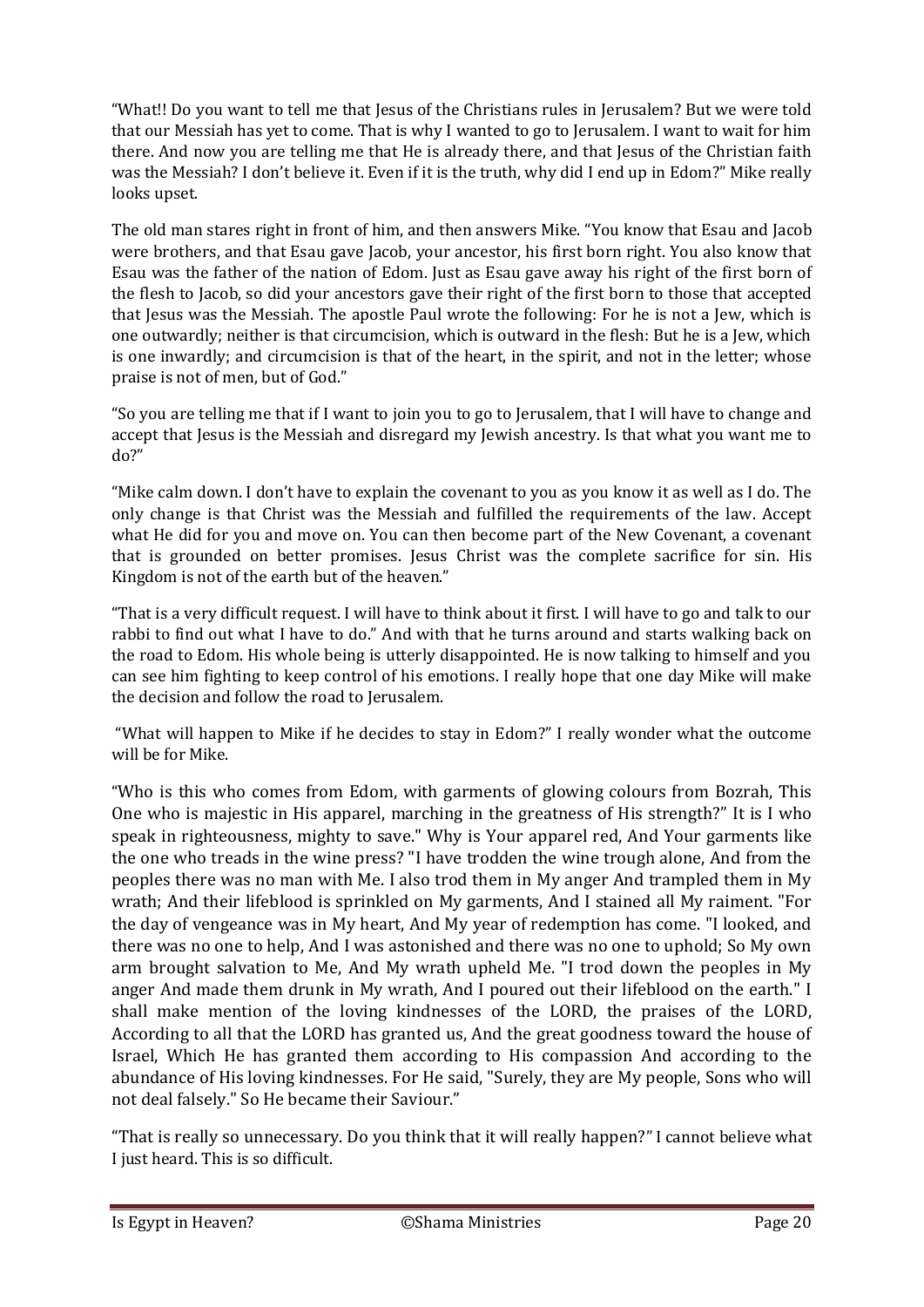"What!! Do you want to tell me that Jesus of the Christians rules in Jerusalem? But we were told that our Messiah has yet to come. That is why I wanted to go to Jerusalem. I want to wait for him there. And now you are telling me that He is already there, and that Jesus of the Christian faith was the Messiah? I don't believe it. Even if it is the truth, why did I end up in Edom?" Mike really looks upset.

The old man stares right in front of him, and then answers Mike. "You know that Esau and Jacob were brothers, and that Esau gave Jacob, your ancestor, his first born right. You also know that Esau was the father of the nation of Edom. Just as Esau gave away his right of the first born of the flesh to Jacob, so did your ancestors gave their right of the first born to those that accepted that Jesus was the Messiah. The apostle Paul wrote the following: For he is not a Jew, which is one outwardly; neither is that circumcision, which is outward in the flesh: But he is a Jew, which is one inwardly; and circumcision is that of the heart, in the spirit, and not in the letter; whose praise is not of men, but of God."

"So you are telling me that if I want to join you to go to Jerusalem, that I will have to change and accept that Jesus is the Messiah and disregard my Jewish ancestry. Is that what you want me to do?"

"Mike calm down. I don't have to explain the covenant to you as you know it as well as I do. The only change is that Christ was the Messiah and fulfilled the requirements of the law. Accept what He did for you and move on. You can then become part of the New Covenant, a covenant that is grounded on better promises. Jesus Christ was the complete sacrifice for sin. His Kingdom is not of the earth but of the heaven."

"That is a very difficult request. I will have to think about it first. I will have to go and talk to our rabbi to find out what I have to do." And with that he turns around and starts walking back on the road to Edom. His whole being is utterly disappointed. He is now talking to himself and you can see him fighting to keep control of his emotions. I really hope that one day Mike will make the decision and follow the road to Jerusalem.

"What will happen to Mike if he decides to stay in Edom?" I really wonder what the outcome will be for Mike.

"Who is this who comes from Edom, with garments of glowing colours from Bozrah, This One who is majestic in His apparel, marching in the greatness of His strength?" It is I who speak in righteousness, mighty to save." Why is Your apparel red, And Your garments like the one who treads in the wine press? "I have trodden the wine trough alone, And from the peoples there was no man with Me. I also trod them in My anger And trampled them in My wrath; And their lifeblood is sprinkled on My garments, And I stained all My raiment. "For the day of vengeance was in My heart, And My year of redemption has come. "I looked, and there was no one to help, And I was astonished and there was no one to uphold; So My own arm brought salvation to Me, And My wrath upheld Me. "I trod down the peoples in My anger And made them drunk in My wrath, And I poured out their lifeblood on the earth." I shall make mention of the loving kindnesses of the LORD, the praises of the LORD, According to all that the LORD has granted us, And the great goodness toward the house of Israel, Which He has granted them according to His compassion And according to the abundance of His loving kindnesses. For He said, "Surely, they are My people, Sons who will not deal falsely." So He became their Saviour."

"That is really so unnecessary. Do you think that it will really happen?" I cannot believe what I just heard. This is so difficult.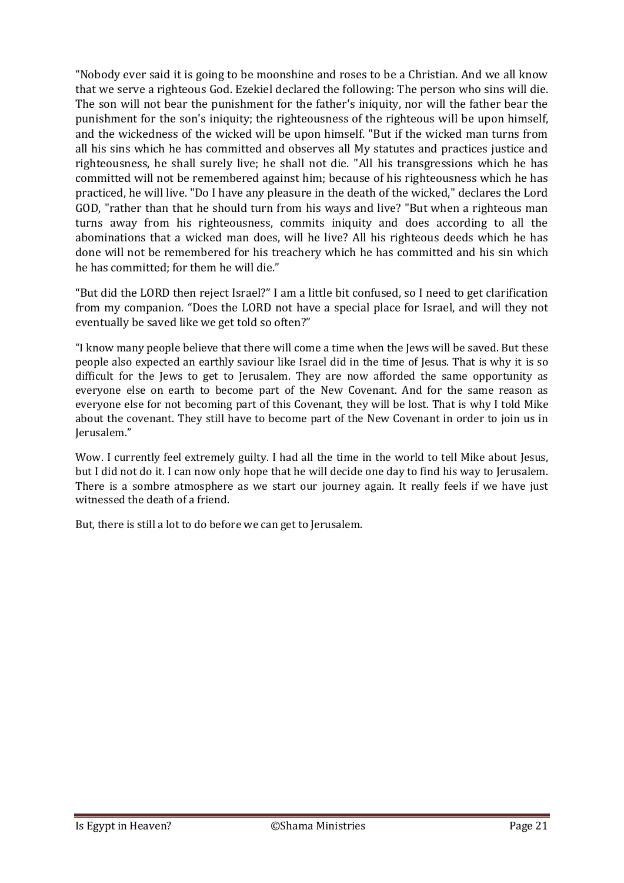“Nobody ever said it is going to be moonshine and roses to be a Christian. And we all know that we serve a righteous God. Ezekiel declared the following: The person who sins will die. The son will not bear the punishment for the father's iniquity, nor will the father bear the punishment for the son's iniquity; the righteousness of the righteous will be upon himself, and the wickedness of the wicked will be upon himself. "But if the wicked man turns from all his sins which he has committed and observes all My statutes and practices justice and righteousness, he shall surely live; he shall not die. "All his transgressions which he has committed will not be remembered against him; because of his righteousness which he has practiced, he will live. "Do I have any pleasure in the death of the wicked," declares the Lord GOD, "rather than that he should turn from his ways and live? "But when a righteous man turns away from his righteousness, commits iniquity and does according to all the abominations that a wicked man does, will he live? All his righteous deeds which he has done will not be remembered for his treachery which he has committed and his sin which he has committed; for them he will die.”

“But did the LORD then reject Israel?” I am a little bit confused, so I need to get clarification from my companion. “Does the LORD not have a special place for Israel, and will they not eventually be saved like we get told so often?”

“I know many people believe that there will come a time when the Jews will be saved. But these people also expected an earthly saviour like Israel did in the time of Jesus. That is why it is so difficult for the Jews to get to Jerusalem. They are now afforded the same opportunity as everyone else on earth to become part of the New Covenant. And for the same reason as everyone else for not becoming part of this Covenant, they will be lost. That is why I told Mike about the covenant. They still have to become part of the New Covenant in order to join us in Jerusalem.”

Wow. I currently feel extremely guilty. I had all the time in the world to tell Mike about Jesus, but I did not do it. I can now only hope that he will decide one day to find his way to Jerusalem. There is a sombre atmosphere as we start our journey again. It really feels if we have just witnessed the death of a friend.

But, there is still a lot to do before we can get to Jerusalem.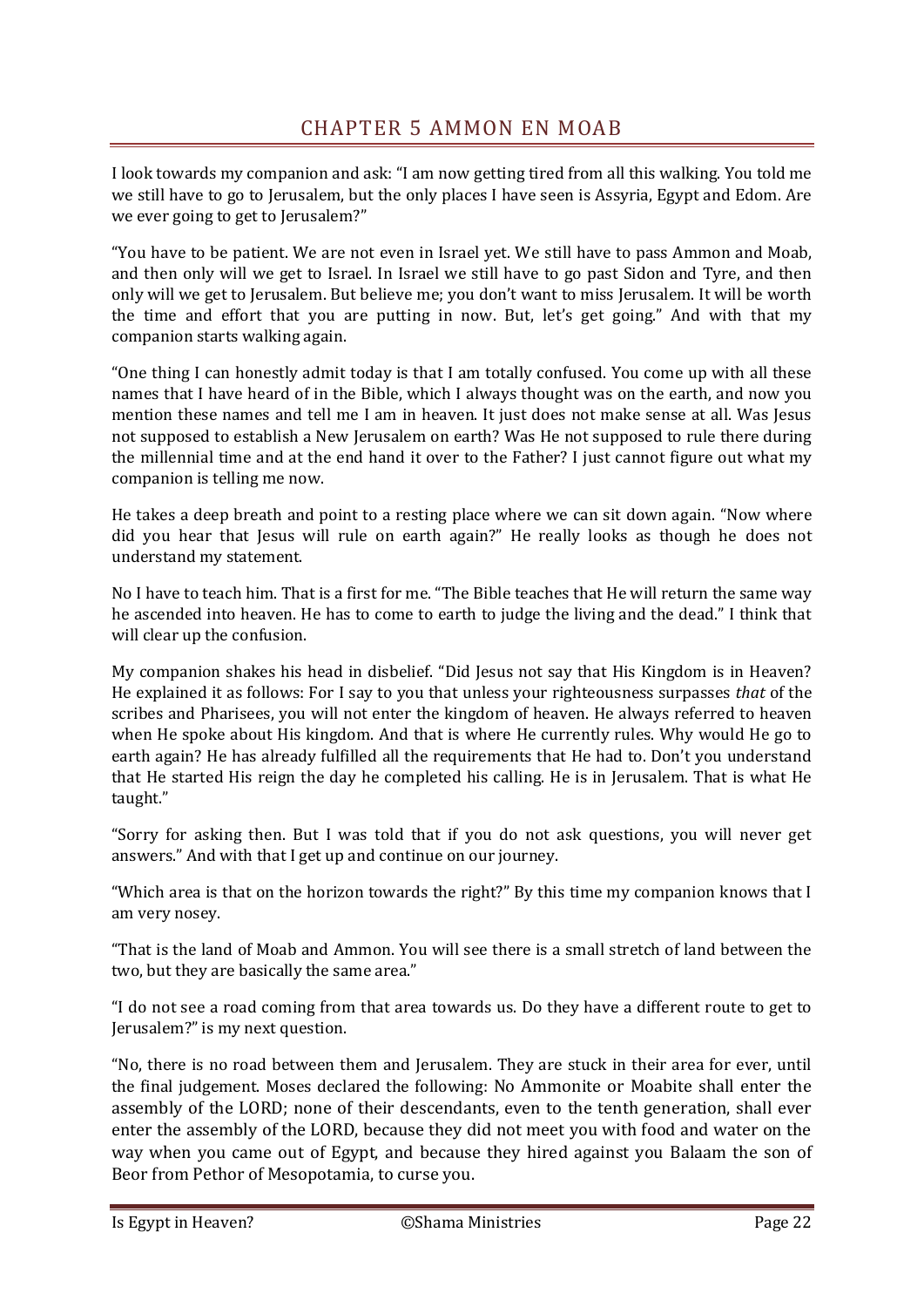# CHAPTER 5 AMMON EN MOAB

I look towards my companion and ask: "I am now getting tired from all this walking. You told me we still have to go to Jerusalem, but the only places I have seen is Assyria, Egypt and Edom. Are we ever going to get to Jerusalem?"

"You have to be patient. We are not even in Israel yet. We still have to pass Ammon and Moab, and then only will we get to Israel. In Israel we still have to go past Sidon and Tyre, and then only will we get to Jerusalem. But believe me; you don't want to miss Jerusalem. It will be worth the time and effort that you are putting in now. But, let's get going." And with that my companion starts walking again.

"One thing I can honestly admit today is that I am totally confused. You come up with all these names that I have heard of in the Bible, which I always thought was on the earth, and now you mention these names and tell me I am in heaven. It just does not make sense at all. Was Jesus not supposed to establish a New Jerusalem on earth? Was He not supposed to rule there during the millennial time and at the end hand it over to the Father? I just cannot figure out what my companion is telling me now.

He takes a deep breath and point to a resting place where we can sit down again. "Now where did you hear that Jesus will rule on earth again?" He really looks as though he does not understand my statement.

No I have to teach him. That is a first for me. "The Bible teaches that He will return the same way he ascended into heaven. He has to come to earth to judge the living and the dead." I think that will clear up the confusion.

My companion shakes his head in disbelief. "Did Jesus not say that His Kingdom is in Heaven? He explained it as follows: For I say to you that unless your righteousness surpasses *that* of the scribes and Pharisees, you will not enter the kingdom of heaven. He always referred to heaven when He spoke about His kingdom. And that is where He currently rules. Why would He go to earth again? He has already fulfilled all the requirements that He had to. Don't you understand that He started His reign the day he completed his calling. He is in Jerusalem. That is what He taught."

"Sorry for asking then. But I was told that if you do not ask questions, you will never get answers." And with that I get up and continue on our journey.

"Which area is that on the horizon towards the right?" By this time my companion knows that I am very nosey.

"That is the land of Moab and Ammon. You will see there is a small stretch of land between the two, but they are basically the same area."

"I do not see a road coming from that area towards us. Do they have a different route to get to Jerusalem?" is my next question.

"No, there is no road between them and Jerusalem. They are stuck in their area for ever, until the final judgement. Moses declared the following: No Ammonite or Moabite shall enter the assembly of the LORD; none of their descendants, even to the tenth generation, shall ever enter the assembly of the LORD, because they did not meet you with food and water on the way when you came out of Egypt, and because they hired against you Balaam the son of Beor from Pethor of Mesopotamia, to curse you.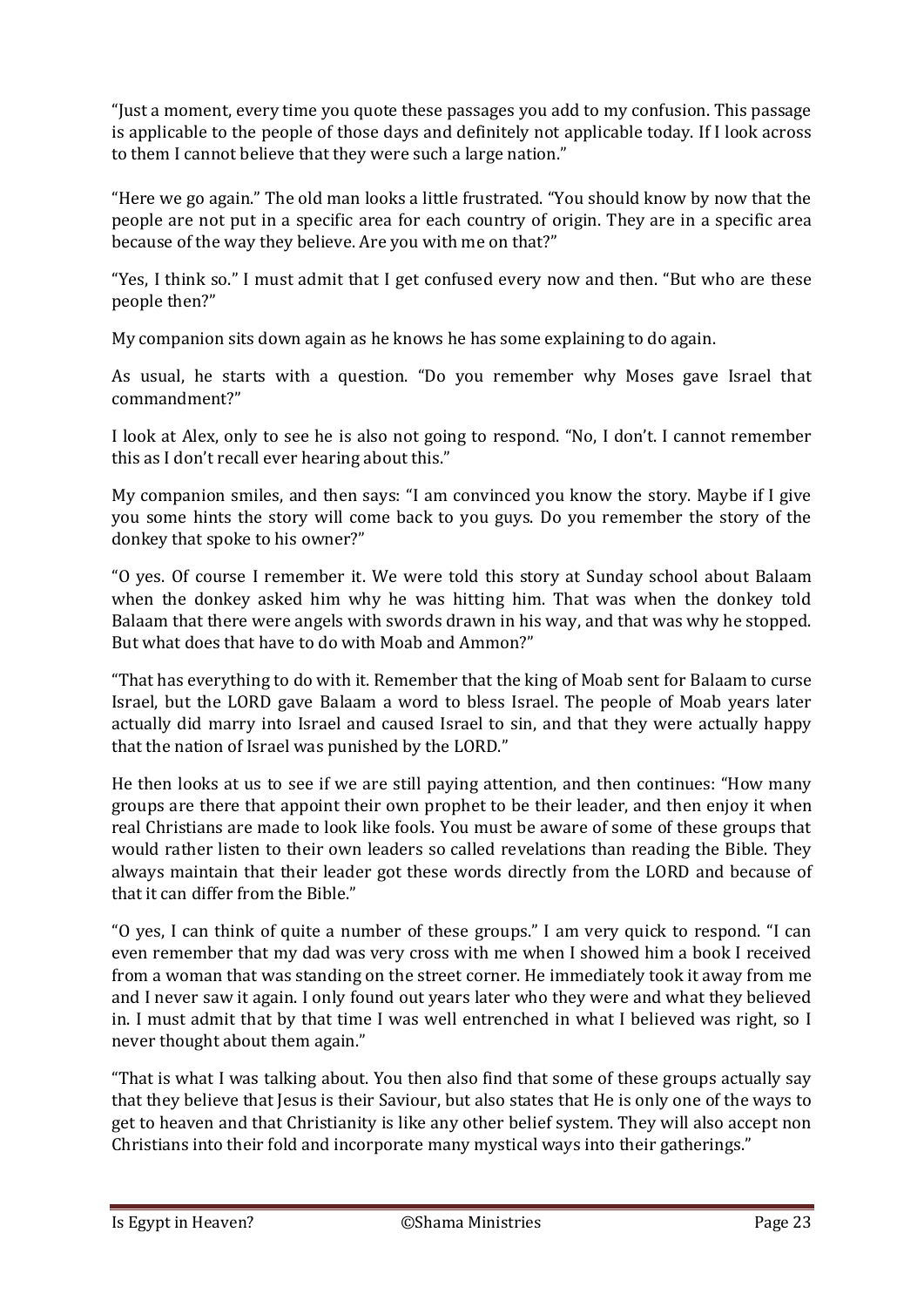"Just a moment, every time you quote these passages you add to my confusion. This passage is applicable to the people of those days and definitely not applicable today. If I look across to them I cannot believe that they were such a large nation."

"Here we go again." The old man looks a little frustrated. "You should know by now that the people are not put in a specific area for each country of origin. They are in a specific area because of the way they believe. Are you with me on that?"

"Yes, I think so." I must admit that I get confused every now and then. "But who are these people then?"

My companion sits down again as he knows he has some explaining to do again.

As usual, he starts with a question. "Do you remember why Moses gave Israel that commandment?"

I look at Alex, only to see he is also not going to respond. "No, I don't. I cannot remember this as I don't recall ever hearing about this."

My companion smiles, and then says: "I am convinced you know the story. Maybe if I give you some hints the story will come back to you guys. Do you remember the story of the donkey that spoke to his owner?"

"O yes. Of course I remember it. We were told this story at Sunday school about Balaam when the donkey asked him why he was hitting him. That was when the donkey told Balaam that there were angels with swords drawn in his way, and that was why he stopped. But what does that have to do with Moab and Ammon?"

"That has everything to do with it. Remember that the king of Moab sent for Balaam to curse Israel, but the LORD gave Balaam a word to bless Israel. The people of Moab years later actually did marry into Israel and caused Israel to sin, and that they were actually happy that the nation of Israel was punished by the LORD."

He then looks at us to see if we are still paying attention, and then continues: "How many groups are there that appoint their own prophet to be their leader, and then enjoy it when real Christians are made to look like fools. You must be aware of some of these groups that would rather listen to their own leaders so called revelations than reading the Bible. They always maintain that their leader got these words directly from the LORD and because of that it can differ from the Bible."

"O yes, I can think of quite a number of these groups." I am very quick to respond. "I can even remember that my dad was very cross with me when I showed him a book I received from a woman that was standing on the street corner. He immediately took it away from me and I never saw it again. I only found out years later who they were and what they believed in. I must admit that by that time I was well entrenched in what I believed was right, so I never thought about them again."

"That is what I was talking about. You then also find that some of these groups actually say that they believe that Jesus is their Saviour, but also states that He is only one of the ways to get to heaven and that Christianity is like any other belief system. They will also accept non Christians into their fold and incorporate many mystical ways into their gatherings."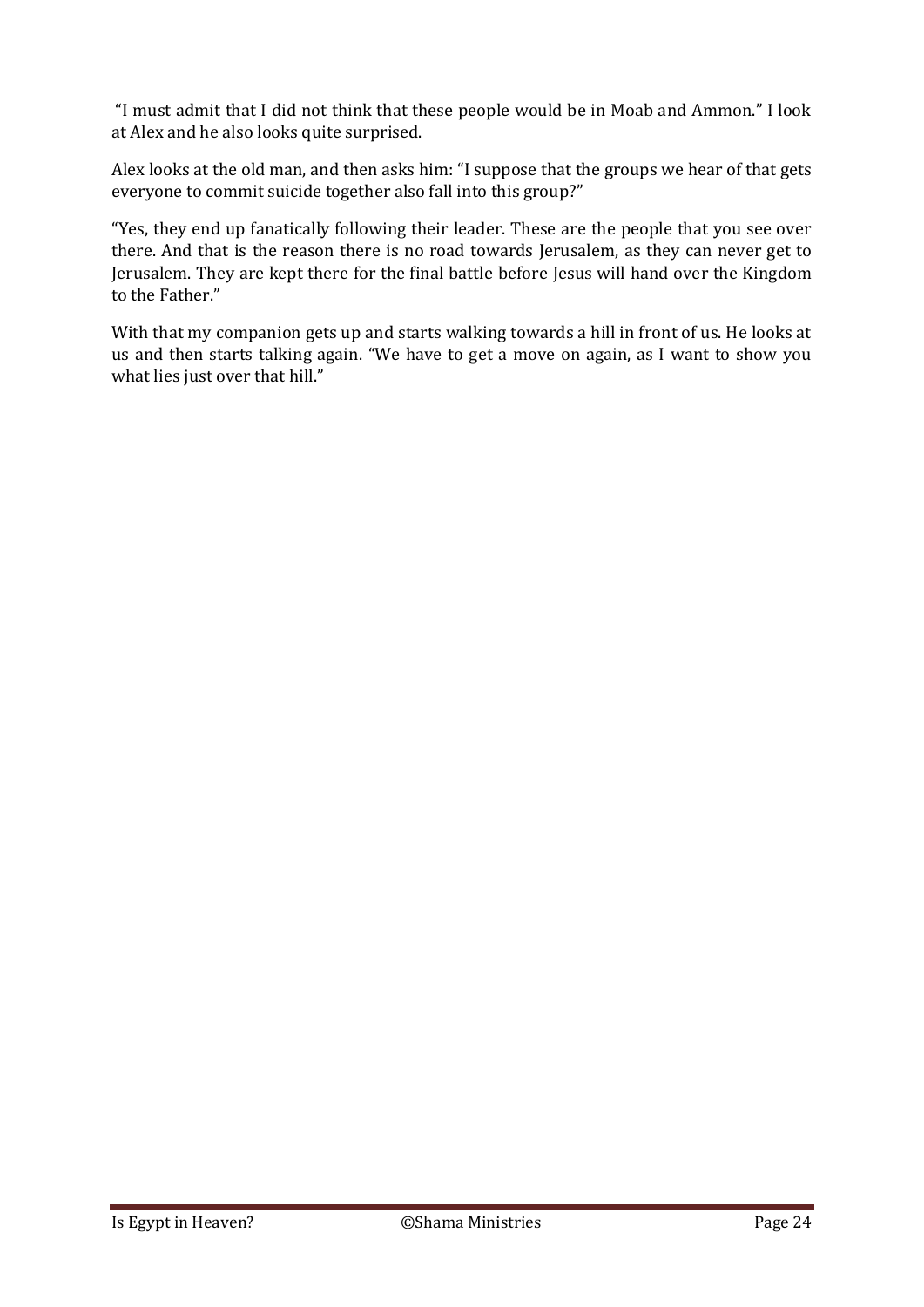"I must admit that I did not think that these people would be in Moab and Ammon." I look at Alex and he also looks quite surprised.

Alex looks at the old man, and then asks him: "I suppose that the groups we hear of that gets everyone to commit suicide together also fall into this group?"

"Yes, they end up fanatically following their leader. These are the people that you see over there. And that is the reason there is no road towards Jerusalem, as they can never get to Jerusalem. They are kept there for the final battle before Jesus will hand over the Kingdom to the Father."

With that my companion gets up and starts walking towards a hill in front of us. He looks at us and then starts talking again. "We have to get a move on again, as I want to show you what lies just over that hill."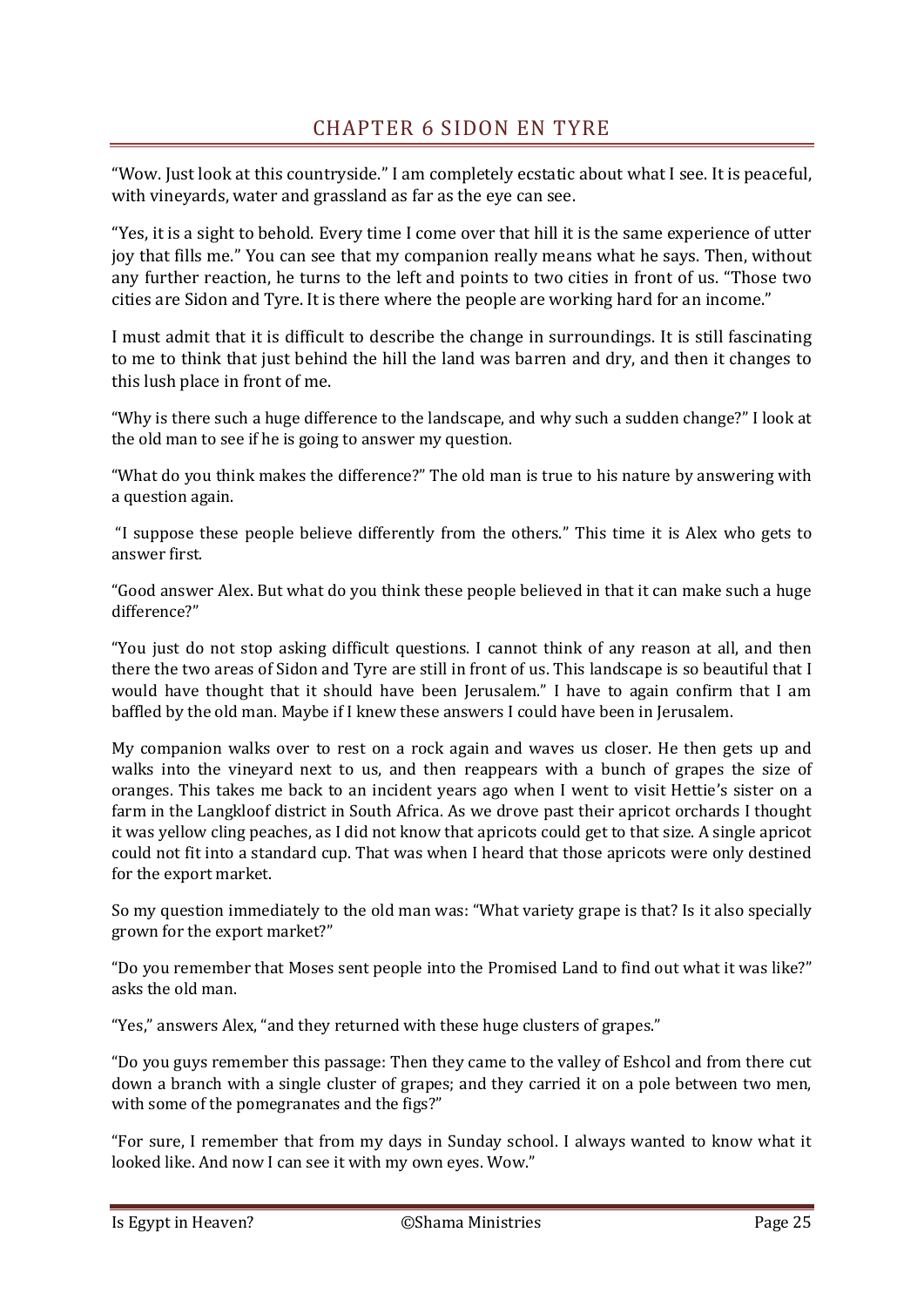## CHAPTER 6 SIDON EN TYRE

"Wow. Just look at this countryside." I am completely ecstatic about what I see. It is peaceful, with vineyards, water and grassland as far as the eye can see.

"Yes, it is a sight to behold. Every time I come over that hill it is the same experience of utter joy that fills me." You can see that my companion really means what he says. Then, without any further reaction, he turns to the left and points to two cities in front of us. "Those two cities are Sidon and Tyre. It is there where the people are working hard for an income."

I must admit that it is difficult to describe the change in surroundings. It is still fascinating to me to think that just behind the hill the land was barren and dry, and then it changes to this lush place in front of me.

"Why is there such a huge difference to the landscape, and why such a sudden change?" I look at the old man to see if he is going to answer my question.

"What do you think makes the difference?" The old man is true to his nature by answering with a question again.

"I suppose these people believe differently from the others." This time it is Alex who gets to answer first.

"Good answer Alex. But what do you think these people believed in that it can make such a huge difference?"

"You just do not stop asking difficult questions. I cannot think of any reason at all, and then there the two areas of Sidon and Tyre are still in front of us. This landscape is so beautiful that I would have thought that it should have been Jerusalem." I have to again confirm that I am baffled by the old man. Maybe if I knew these answers I could have been in Jerusalem.

My companion walks over to rest on a rock again and waves us closer. He then gets up and walks into the vineyard next to us, and then reappears with a bunch of grapes the size of oranges. This takes me back to an incident years ago when I went to visit Hettie's sister on a farm in the Langkloof district in South Africa. As we drove past their apricot orchards I thought it was yellow cling peaches, as I did not know that apricots could get to that size. A single apricot could not fit into a standard cup. That was when I heard that those apricots were only destined for the export market.

So my question immediately to the old man was: "What variety grape is that? Is it also specially grown for the export market?"

"Do you remember that Moses sent people into the Promised Land to find out what it was like?" asks the old man.

"Yes," answers Alex, "and they returned with these huge clusters of grapes."

"Do you guys remember this passage: Then they came to the valley of Eshcol and from there cut down a branch with a single cluster of grapes; and they carried it on a pole between two men, with some of the pomegranates and the figs?"

"For sure, I remember that from my days in Sunday school. I always wanted to know what it looked like. And now I can see it with my own eyes. Wow."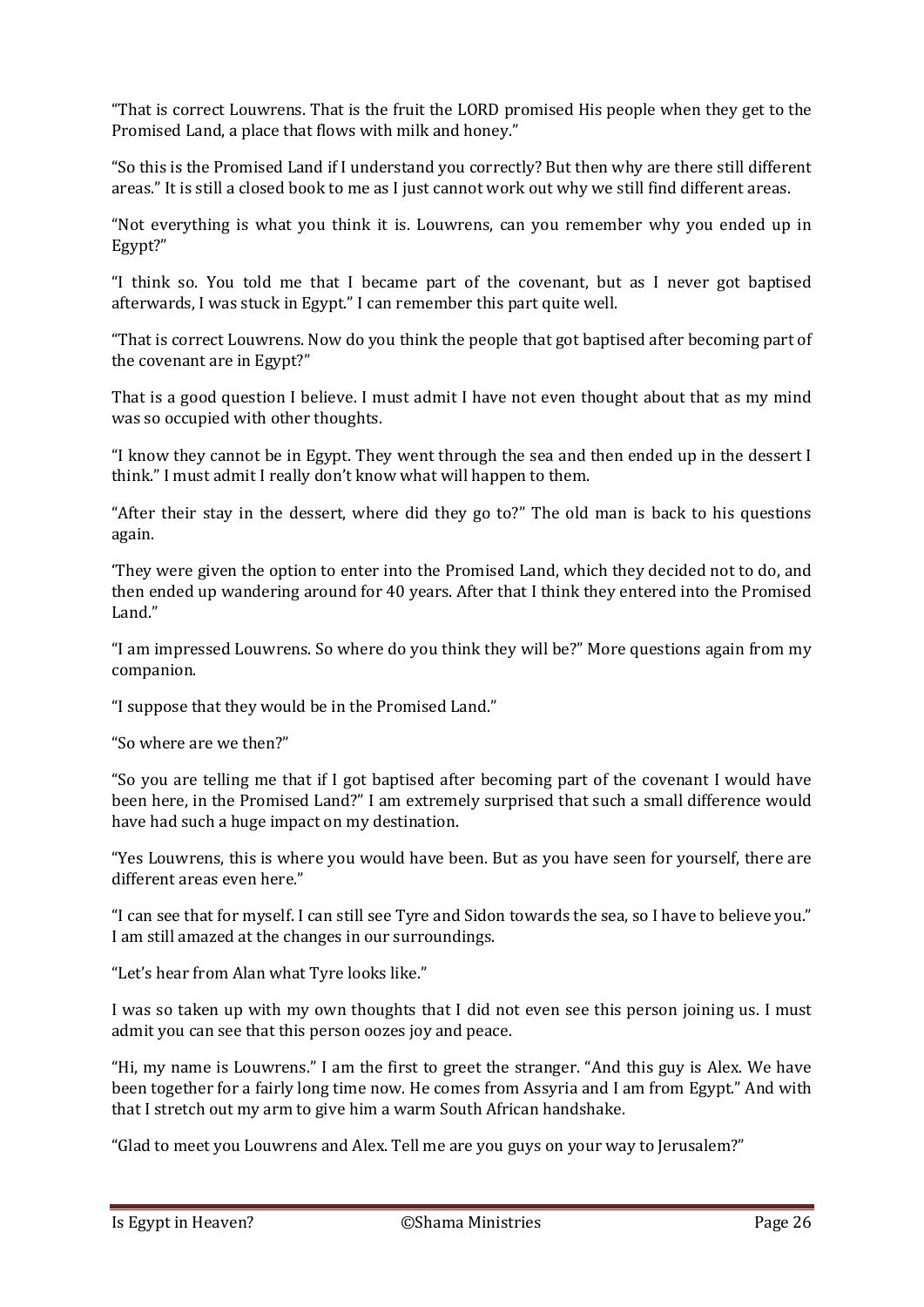"That is correct Louwrens. That is the fruit the LORD promised His people when they get to the Promised Land, a place that flows with milk and honey."

"So this is the Promised Land if I understand you correctly? But then why are there still different areas." It is still a closed book to me as I just cannot work out why we still find different areas.

"Not everything is what you think it is. Louwrens, can you remember why you ended up in Egypt?"

"I think so. You told me that I became part of the covenant, but as I never got baptised afterwards, I was stuck in Egypt." I can remember this part quite well.

"That is correct Louwrens. Now do you think the people that got baptised after becoming part of the covenant are in Egypt?"

That is a good question I believe. I must admit I have not even thought about that as my mind was so occupied with other thoughts.

"I know they cannot be in Egypt. They went through the sea and then ended up in the dessert I think." I must admit I really don't know what will happen to them.

"After their stay in the dessert, where did they go to?" The old man is back to his questions again.

'They were given the option to enter into the Promised Land, which they decided not to do, and then ended up wandering around for 40 years. After that I think they entered into the Promised Land."

"I am impressed Louwrens. So where do you think they will be?" More questions again from my companion.

"I suppose that they would be in the Promised Land."

"So where are we then?"

"So you are telling me that if I got baptised after becoming part of the covenant I would have been here, in the Promised Land?" I am extremely surprised that such a small difference would have had such a huge impact on my destination.

"Yes Louwrens, this is where you would have been. But as you have seen for yourself, there are different areas even here."

"I can see that for myself. I can still see Tyre and Sidon towards the sea, so I have to believe you." I am still amazed at the changes in our surroundings.

"Let's hear from Alan what Tyre looks like."

I was so taken up with my own thoughts that I did not even see this person joining us. I must admit you can see that this person oozes joy and peace.

"Hi, my name is Louwrens." I am the first to greet the stranger. "And this guy is Alex. We have been together for a fairly long time now. He comes from Assyria and I am from Egypt." And with that I stretch out my arm to give him a warm South African handshake.

"Glad to meet you Louwrens and Alex. Tell me are you guys on your way to Jerusalem?"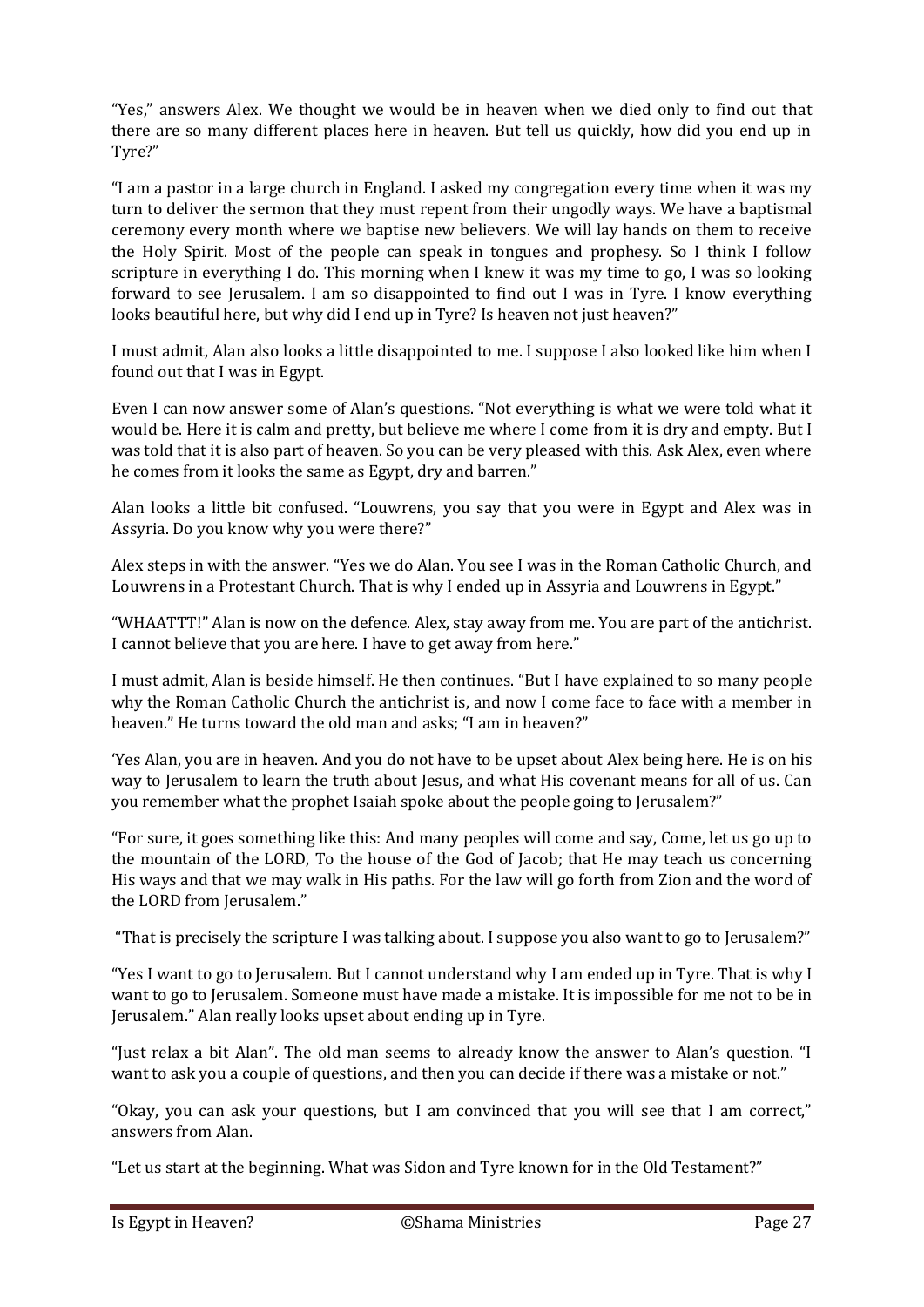"Yes," answers Alex. We thought we would be in heaven when we died only to find out that there are so many different places here in heaven. But tell us quickly, how did you end up in Tyre?"

"I am a pastor in a large church in England. I asked my congregation every time when it was my turn to deliver the sermon that they must repent from their ungodly ways. We have a baptismal ceremony every month where we baptise new believers. We will lay hands on them to receive the Holy Spirit. Most of the people can speak in tongues and prophesy. So I think I follow scripture in everything I do. This morning when I knew it was my time to go, I was so looking forward to see Jerusalem. I am so disappointed to find out I was in Tyre. I know everything looks beautiful here, but why did I end up in Tyre? Is heaven not just heaven?"

I must admit, Alan also looks a little disappointed to me. I suppose I also looked like him when I found out that I was in Egypt.

Even I can now answer some of Alan's questions. "Not everything is what we were told what it would be. Here it is calm and pretty, but believe me where I come from it is dry and empty. But I was told that it is also part of heaven. So you can be very pleased with this. Ask Alex, even where he comes from it looks the same as Egypt, dry and barren."

Alan looks a little bit confused. "Louwrens, you say that you were in Egypt and Alex was in Assyria. Do you know why you were there?"

Alex steps in with the answer. "Yes we do Alan. You see I was in the Roman Catholic Church, and Louwrens in a Protestant Church. That is why I ended up in Assyria and Louwrens in Egypt."

"WHAATTT!" Alan is now on the defence. Alex, stay away from me. You are part of the antichrist. I cannot believe that you are here. I have to get away from here."

I must admit, Alan is beside himself. He then continues. "But I have explained to so many people why the Roman Catholic Church the antichrist is, and now I come face to face with a member in heaven." He turns toward the old man and asks; "I am in heaven?"

'Yes Alan, you are in heaven. And you do not have to be upset about Alex being here. He is on his way to Jerusalem to learn the truth about Jesus, and what His covenant means for all of us. Can you remember what the prophet Isaiah spoke about the people going to Jerusalem?"

"For sure, it goes something like this: And many peoples will come and say, Come, let us go up to the mountain of the LORD, To the house of the God of Jacob; that He may teach us concerning His ways and that we may walk in His paths. For the law will go forth from Zion and the word of the LORD from Jerusalem."

"That is precisely the scripture I was talking about. I suppose you also want to go to Jerusalem?"

"Yes I want to go to Jerusalem. But I cannot understand why I am ended up in Tyre. That is why I want to go to Jerusalem. Someone must have made a mistake. It is impossible for me not to be in Jerusalem." Alan really looks upset about ending up in Tyre.

"Just relax a bit Alan". The old man seems to already know the answer to Alan's question. "I want to ask you a couple of questions, and then you can decide if there was a mistake or not."

"Okay, you can ask your questions, but I am convinced that you will see that I am correct," answers from Alan.

"Let us start at the beginning. What was Sidon and Tyre known for in the Old Testament?"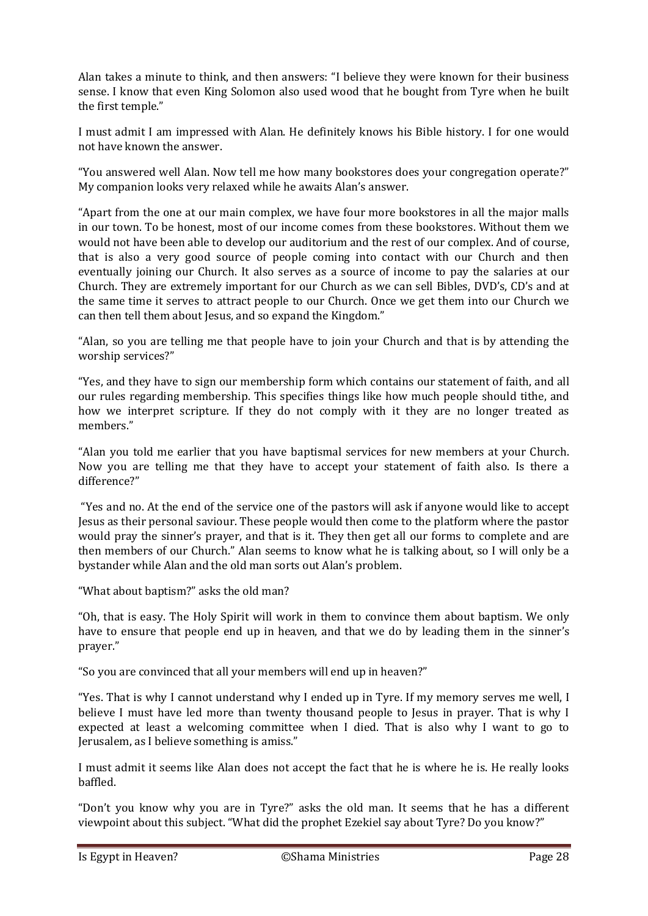Alan takes a minute to think, and then answers: "I believe they were known for their business sense. I know that even King Solomon also used wood that he bought from Tyre when he built the first temple."

I must admit I am impressed with Alan. He definitely knows his Bible history. I for one would not have known the answer.

"You answered well Alan. Now tell me how many bookstores does your congregation operate?" My companion looks very relaxed while he awaits Alan's answer.

"Apart from the one at our main complex, we have four more bookstores in all the major malls in our town. To be honest, most of our income comes from these bookstores. Without them we would not have been able to develop our auditorium and the rest of our complex. And of course, that is also a very good source of people coming into contact with our Church and then eventually joining our Church. It also serves as a source of income to pay the salaries at our Church. They are extremely important for our Church as we can sell Bibles, DVD's, CD's and at the same time it serves to attract people to our Church. Once we get them into our Church we can then tell them about Jesus, and so expand the Kingdom."

"Alan, so you are telling me that people have to join your Church and that is by attending the worship services?"

"Yes, and they have to sign our membership form which contains our statement of faith, and all our rules regarding membership. This specifies things like how much people should tithe, and how we interpret scripture. If they do not comply with it they are no longer treated as members."

"Alan you told me earlier that you have baptismal services for new members at your Church. Now you are telling me that they have to accept your statement of faith also. Is there a difference?"

"Yes and no. At the end of the service one of the pastors will ask if anyone would like to accept Jesus as their personal saviour. These people would then come to the platform where the pastor would pray the sinner's prayer, and that is it. They then get all our forms to complete and are then members of our Church." Alan seems to know what he is talking about, so I will only be a bystander while Alan and the old man sorts out Alan's problem.

"What about baptism?" asks the old man?

"Oh, that is easy. The Holy Spirit will work in them to convince them about baptism. We only have to ensure that people end up in heaven, and that we do by leading them in the sinner's prayer."

"So you are convinced that all your members will end up in heaven?"

"Yes. That is why I cannot understand why I ended up in Tyre. If my memory serves me well, I believe I must have led more than twenty thousand people to Jesus in prayer. That is why I expected at least a welcoming committee when I died. That is also why I want to go to Jerusalem, as I believe something is amiss."

I must admit it seems like Alan does not accept the fact that he is where he is. He really looks baffled.

"Don't you know why you are in Tyre?" asks the old man. It seems that he has a different viewpoint about this subject. "What did the prophet Ezekiel say about Tyre? Do you know?"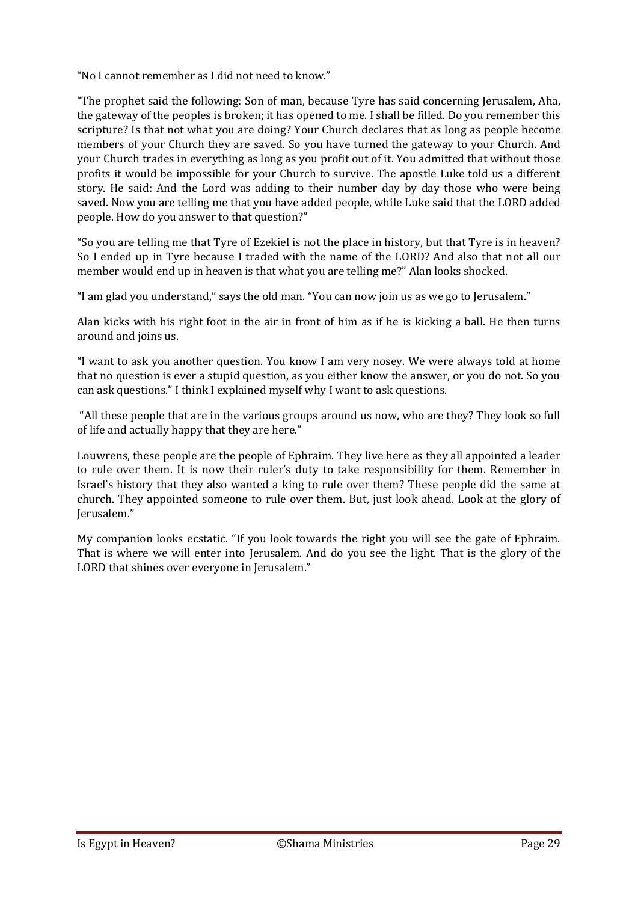"No I cannot remember as I did not need to know."

"The prophet said the following: Son of man, because Tyre has said concerning Jerusalem, Aha, the gateway of the peoples is broken; it has opened to me. I shall be filled. Do you remember this scripture? Is that not what you are doing? Your Church declares that as long as people become members of your Church they are saved. So you have turned the gateway to your Church. And your Church trades in everything as long as you profit out of it. You admitted that without those profits it would be impossible for your Church to survive. The apostle Luke told us a different story. He said: And the Lord was adding to their number day by day those who were being saved. Now you are telling me that you have added people, while Luke said that the LORD added people. How do you answer to that question?"

"So you are telling me that Tyre of Ezekiel is not the place in history, but that Tyre is in heaven? So I ended up in Tyre because I traded with the name of the LORD? And also that not all our member would end up in heaven is that what you are telling me?" Alan looks shocked.

"I am glad you understand," says the old man. "You can now join us as we go to Jerusalem."

Alan kicks with his right foot in the air in front of him as if he is kicking a ball. He then turns around and joins us.

"I want to ask you another question. You know I am very nosey. We were always told at home that no question is ever a stupid question, as you either know the answer, or you do not. So you can ask questions." I think I explained myself why I want to ask questions.

"All these people that are in the various groups around us now, who are they? They look so full of life and actually happy that they are here."

Louwrens, these people are the people of Ephraim. They live here as they all appointed a leader to rule over them. It is now their ruler's duty to take responsibility for them. Remember in Israel's history that they also wanted a king to rule over them? These people did the same at church. They appointed someone to rule over them. But, just look ahead. Look at the glory of Jerusalem."

My companion looks ecstatic. "If you look towards the right you will see the gate of Ephraim. That is where we will enter into Jerusalem. And do you see the light. That is the glory of the LORD that shines over everyone in Jerusalem."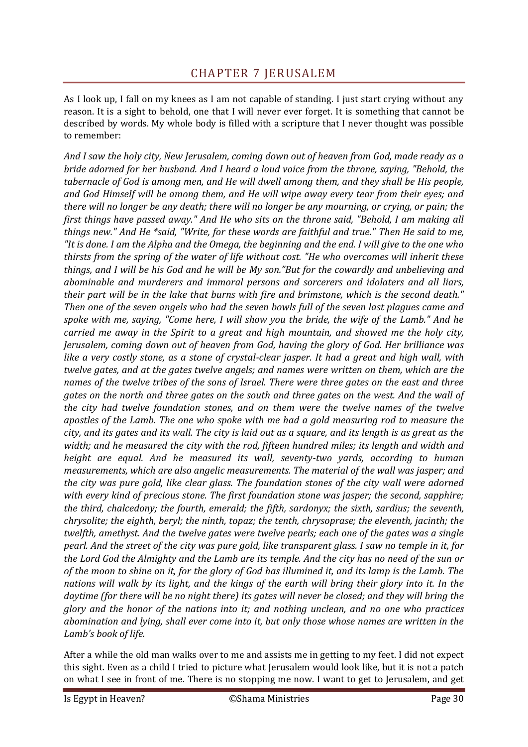# CHAPTER 7 JERUSALEM

As I look up, I fall on my knees as I am not capable of standing. I just start crying without any reason. It is a sight to behold, one that I will never ever forget. It is something that cannot be described by words. My whole body is filled with a scripture that I never thought was possible to remember:

*And I saw the holy city, New Jerusalem, coming down out of heaven from God, made ready as a bride adorned for her husband. And I heard a loud voice from the throne, saying, "Behold, the tabernacle of God is among men, and He will dwell among them, and they shall be His people, and God Himself will be among them, and He will wipe away every tear from their eyes; and there will no longer be any death; there will no longer be any mourning, or crying, or pain; the first things have passed away." And He who sits on the throne said, "Behold, I am making all things new." And He *said, "Write, for these words are faithful and true." Then He said to me, "It is done. I am the Alpha and the Omega, the beginning and the end. I will give to the one who thirsts from the spring of the water of life without cost. "He who overcomes will inherit these things, and I will be his God and he will be My son."But for the cowardly and unbelieving and abominable and murderers and immoral persons and sorcerers and idolaters and all liars, their part will be in the lake that burns with fire and brimstone, which is the second death." Then one of the seven angels who had the seven bowls full of the seven last plagues came and spoke with me, saying, "Come here, I will show you the bride, the wife of the Lamb." And he carried me away in the Spirit to a great and high mountain, and showed me the holy city, Jerusalem, coming down out of heaven from God, having the glory of God. Her brilliance was like a very costly stone, as a stone of crystal-clear jasper. It had a great and high wall, with twelve gates, and at the gates twelve angels; and names were written on them, which are the names of the twelve tribes of the sons of Israel. There were three gates on the east and three gates on the north and three gates on the south and three gates on the west. And the wall of the city had twelve foundation stones, and on them were the twelve names of the twelve apostles of the Lamb. The one who spoke with me had a gold measuring rod to measure the city, and its gates and its wall. The city is laid out as a square, and its length is as great as the width; and he measured the city with the rod, fifteen hundred miles; its length and width and height are equal. And he measured its wall, seventy-two yards, according to human measurements, which are also angelic measurements. The material of the wall was jasper; and the city was pure gold, like clear glass. The foundation stones of the city wall were adorned with every kind of precious stone. The first foundation stone was jasper; the second, sapphire; the third, chalcedony; the fourth, emerald; the fifth, sardonyx; the sixth, sardius; the seventh, chrysolite; the eighth, beryl; the ninth, topaz; the tenth, chrysoprase; the eleventh, jacinth; the twelfth, amethyst. And the twelve gates were twelve pearls; each one of the gates was a single pearl. And the street of the city was pure gold, like transparent glass. I saw no temple in it, for the Lord God the Almighty and the Lamb are its temple. And the city has no need of the sun or of the moon to shine on it, for the glory of God has illumined it, and its lamp is the Lamb. The nations will walk by its light, and the kings of the earth will bring their glory into it. In the daytime (for there will be no night there) its gates will never be closed; and they will bring the glory and the honor of the nations into it; and nothing unclean, and no one who practices abomination and lying, shall ever come into it, but only those whose names are written in the Lamb's book of life.*

After a while the old man walks over to me and assists me in getting to my feet. I did not expect this sight. Even as a child I tried to picture what Jerusalem would look like, but it is not a patch on what I see in front of me. There is no stopping me now. I want to get to Jerusalem, and get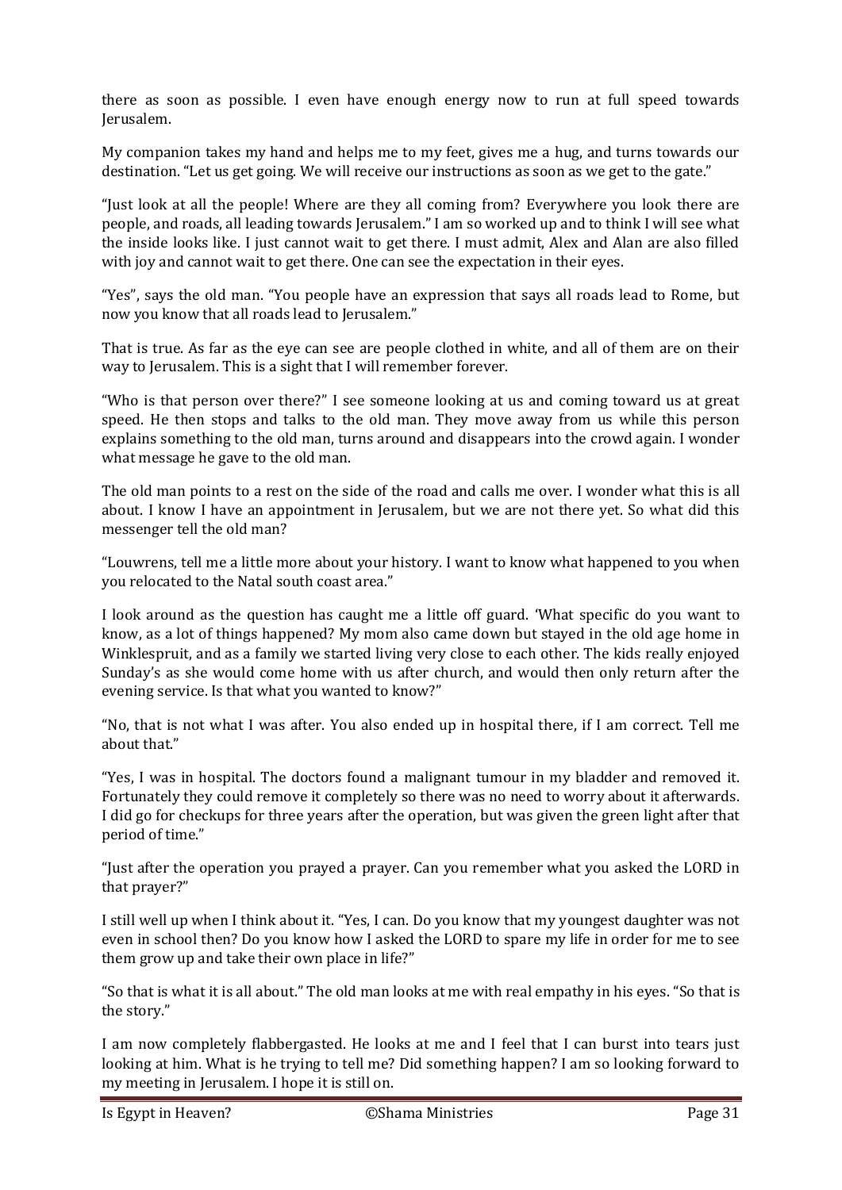there as soon as possible. I even have enough energy now to run at full speed towards Jerusalem.

My companion takes my hand and helps me to my feet, gives me a hug, and turns towards our destination. "Let us get going. We will receive our instructions as soon as we get to the gate."

"Just look at all the people! Where are they all coming from? Everywhere you look there are people, and roads, all leading towards Jerusalem." I am so worked up and to think I will see what the inside looks like. I just cannot wait to get there. I must admit, Alex and Alan are also filled with joy and cannot wait to get there. One can see the expectation in their eyes.

"Yes", says the old man. "You people have an expression that says all roads lead to Rome, but now you know that all roads lead to Jerusalem."

That is true. As far as the eye can see are people clothed in white, and all of them are on their way to Jerusalem. This is a sight that I will remember forever.

"Who is that person over there?" I see someone looking at us and coming toward us at great speed. He then stops and talks to the old man. They move away from us while this person explains something to the old man, turns around and disappears into the crowd again. I wonder what message he gave to the old man.

The old man points to a rest on the side of the road and calls me over. I wonder what this is all about. I know I have an appointment in Jerusalem, but we are not there yet. So what did this messenger tell the old man?

"Louwrens, tell me a little more about your history. I want to know what happened to you when you relocated to the Natal south coast area."

I look around as the question has caught me a little off guard. 'What specific do you want to know, as a lot of things happened? My mom also came down but stayed in the old age home in Winklespruit, and as a family we started living very close to each other. The kids really enjoyed Sunday's as she would come home with us after church, and would then only return after the evening service. Is that what you wanted to know?"

"No, that is not what I was after. You also ended up in hospital there, if I am correct. Tell me about that."

"Yes, I was in hospital. The doctors found a malignant tumour in my bladder and removed it. Fortunately they could remove it completely so there was no need to worry about it afterwards. I did go for checkups for three years after the operation, but was given the green light after that period of time."

"Just after the operation you prayed a prayer. Can you remember what you asked the LORD in that prayer?"

I still well up when I think about it. "Yes, I can. Do you know that my youngest daughter was not even in school then? Do you know how I asked the LORD to spare my life in order for me to see them grow up and take their own place in life?"

"So that is what it is all about." The old man looks at me with real empathy in his eyes. "So that is the story."

I am now completely flabbergasted. He looks at me and I feel that I can burst into tears just looking at him. What is he trying to tell me? Did something happen? I am so looking forward to my meeting in Jerusalem. I hope it is still on.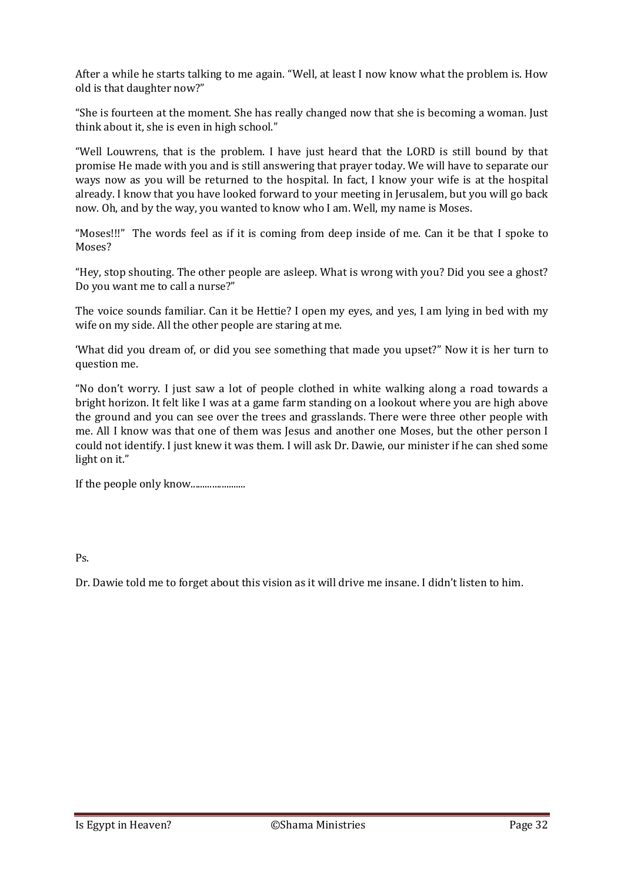After a while he starts talking to me again. “Well, at least I now know what the problem is. How old is that daughter now?”

“She is fourteen at the moment. She has really changed now that she is becoming a woman. Just think about it, she is even in high school.”

“Well Louwrens, that is the problem. I have just heard that the LORD is still bound by that promise He made with you and is still answering that prayer today. We will have to separate our ways now as you will be returned to the hospital. In fact, I know your wife is at the hospital already. I know that you have looked forward to your meeting in Jerusalem, but you will go back now. Oh, and by the way, you wanted to know who I am. Well, my name is Moses.

“Moses!!!” The words feel as if it is coming from deep inside of me. Can it be that I spoke to Moses?

“Hey, stop shouting. The other people are asleep. What is wrong with you? Did you see a ghost? Do you want me to call a nurse?”

The voice sounds familiar. Can it be Hettie? I open my eyes, and yes, I am lying in bed with my wife on my side. All the other people are staring at me.

‘What did you dream of, or did you see something that made you upset?” Now it is her turn to question me.

“No don’t worry. I just saw a lot of people clothed in white walking along a road towards a bright horizon. It felt like I was at a game farm standing on a lookout where you are high above the ground and you can see over the trees and grasslands. There were three other people with me. All I know was that one of them was Jesus and another one Moses, but the other person I could not identify. I just knew it was them. I will ask Dr. Dawie, our minister if he can shed some light on it.”

If the people only know.......................

Ps.

Dr. Dawie told me to forget about this vision as it will drive me insane. I didn’t listen to him.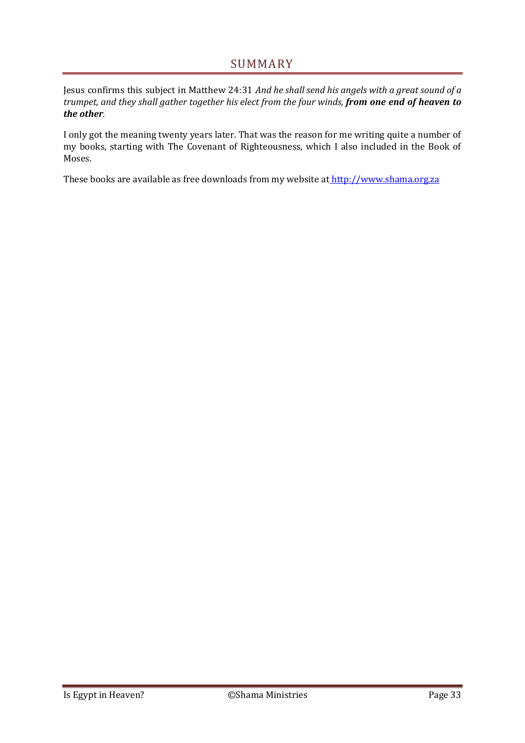# SUMMARY

Jesus confirms this subject in Matthew 24:31 *And he shall send his angels with a great sound of a trumpet, and they shall gather together his elect from the four winds, **from one end of heaven to the other**.*

I only got the meaning twenty years later. That was the reason for me writing quite a number of my books, starting with The Covenant of Righteousness, which I also included in the Book of Moses.

These books are available as free downloads from my website at [http://www.shama.org.za](http://www.shama.org.za)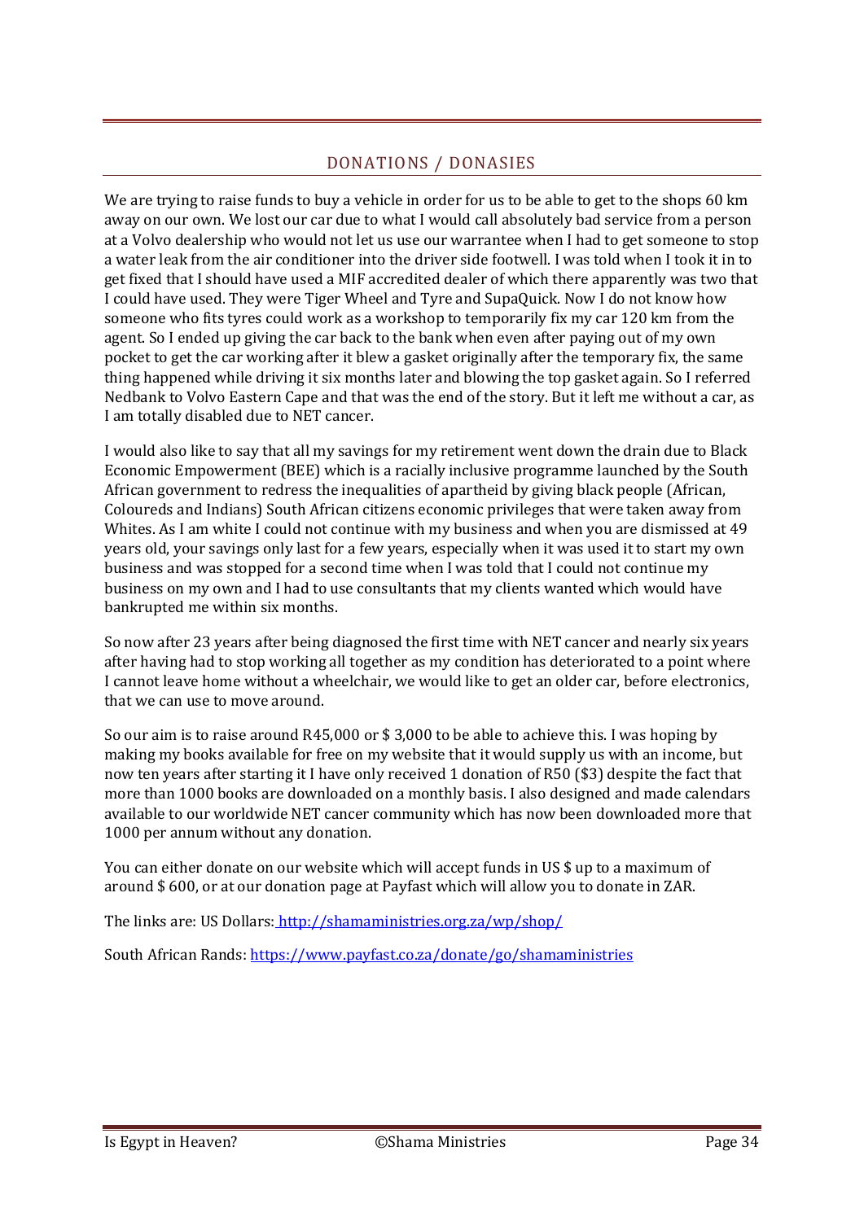## DONATIONS / DONASIES

We are trying to raise funds to buy a vehicle in order for us to be able to get to the shops 60 km away on our own. We lost our car due to what I would call absolutely bad service from a person at a Volvo dealership who would not let us use our warrantee when I had to get someone to stop a water leak from the air conditioner into the driver side footwell. I was told when I took it in to get fixed that I should have used a MIF accredited dealer of which there apparently was two that I could have used. They were Tiger Wheel and Tyre and SupaQuick. Now I do not know how someone who fits tyres could work as a workshop to temporarily fix my car 120 km from the agent. So I ended up giving the car back to the bank when even after paying out of my own pocket to get the car working after it blew a gasket originally after the temporary fix, the same thing happened while driving it six months later and blowing the top gasket again. So I referred Nedbank to Volvo Eastern Cape and that was the end of the story. But it left me without a car, as I am totally disabled due to NET cancer.

I would also like to say that all my savings for my retirement went down the drain due to Black Economic Empowerment (BEE) which is a racially inclusive programme launched by the South African government to redress the inequalities of apartheid by giving black people (African, Coloureds and Indians) South African citizens economic privileges that were taken away from Whites. As I am white I could not continue with my business and when you are dismissed at 49 years old, your savings only last for a few years, especially when it was used it to start my own business and was stopped for a second time when I was told that I could not continue my business on my own and I had to use consultants that my clients wanted which would have bankrupted me within six months.

So now after 23 years after being diagnosed the first time with NET cancer and nearly six years after having had to stop working all together as my condition has deteriorated to a point where I cannot leave home without a wheelchair, we would like to get an older car, before electronics, that we can use to move around.

So our aim is to raise around R45,000 or $ 3,000 to be able to achieve this. I was hoping by making my books available for free on my website that it would supply us with an income, but now ten years after starting it I have only received 1 donation of R50 ($3) despite the fact that more than 1000 books are downloaded on a monthly basis. I also designed and made calendars available to our worldwide NET cancer community which has now been downloaded more that 1000 per annum without any donation.

You can either donate on our website which will accept funds in US $ up to a maximum of around $ 600, or at our donation page at Payfast which will allow you to donate in ZAR.

The links are: US Dollars: http://shamaministries.org.za/wp/shop/

South African Rands: https://www.payfast.co.za/donate/go/shamaministries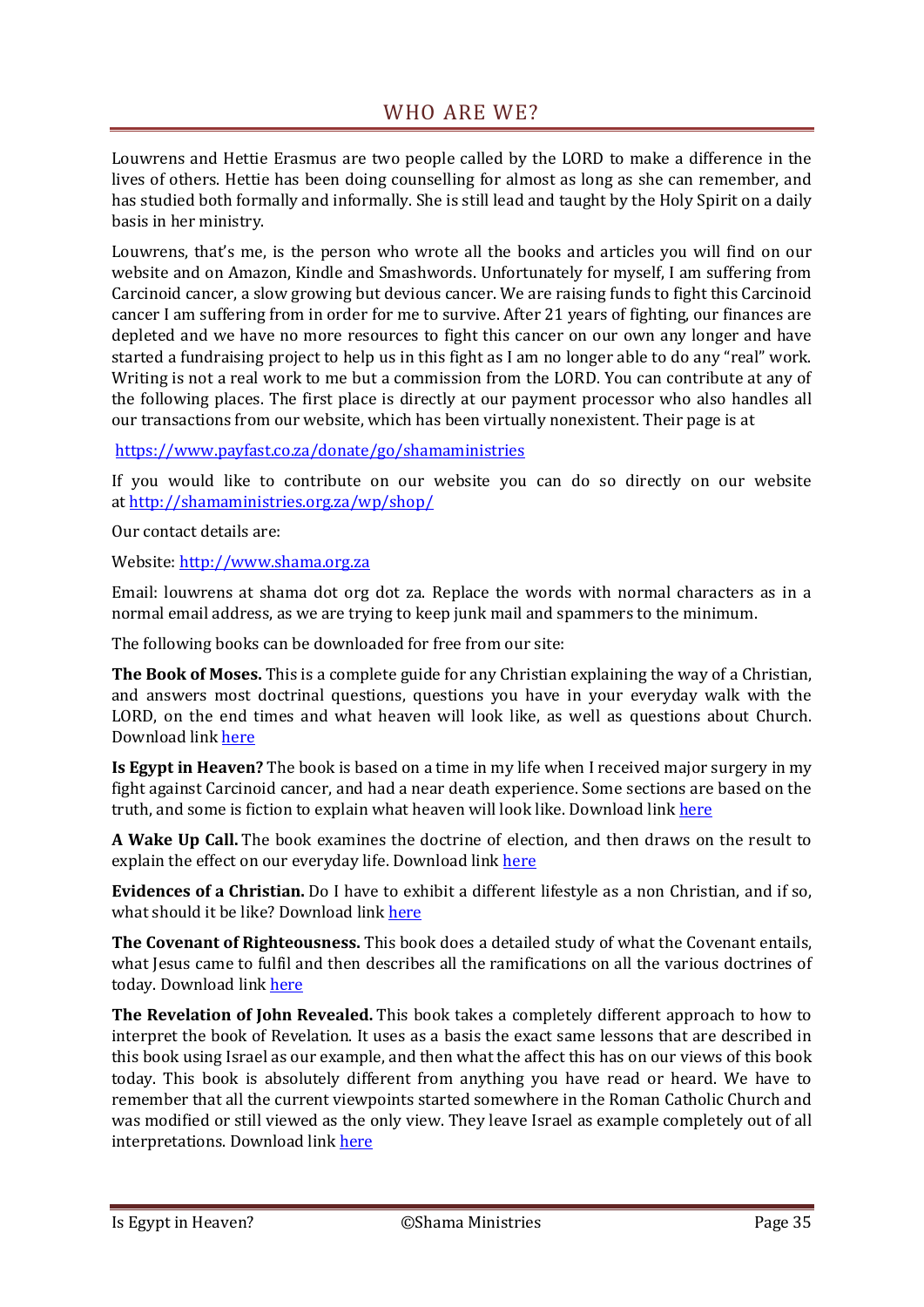# WHO ARE WE?

Louwrens and Hettie Erasmus are two people called by the LORD to make a difference in the lives of others. Hettie has been doing counselling for almost as long as she can remember, and has studied both formally and informally. She is still lead and taught by the Holy Spirit on a daily basis in her ministry.

Louwrens, that's me, is the person who wrote all the books and articles you will find on our website and on Amazon, Kindle and Smashwords. Unfortunately for myself, I am suffering from Carcinoid cancer, a slow growing but devious cancer. We are raising funds to fight this Carcinoid cancer I am suffering from in order for me to survive. After 21 years of fighting, our finances are depleted and we have no more resources to fight this cancer on our own any longer and have started a fundraising project to help us in this fight as I am no longer able to do any "real" work. Writing is not a real work to me but a commission from the LORD. You can contribute at any of the following places. The first place is directly at our payment processor who also handles all our transactions from our website, which has been virtually nonexistent. Their page is at

https://www.payfast.co.za/donate/go/shamaministries

If you would like to contribute on our website you can do so directly on our website at http://shamaministries.org.za/wp/shop/

Our contact details are:

Website: http://www.shama.org.za

Email: louwrens at shama dot org dot za. Replace the words with normal characters as in a normal email address, as we are trying to keep junk mail and spammers to the minimum.

The following books can be downloaded for free from our site:

**The Book of Moses.** This is a complete guide for any Christian explaining the way of a Christian, and answers most doctrinal questions, questions you have in your everyday walk with the LORD, on the end times and what heaven will look like, as well as questions about Church. Download link here

**Is Egypt in Heaven?** The book is based on a time in my life when I received major surgery in my fight against Carcinoid cancer, and had a near death experience. Some sections are based on the truth, and some is fiction to explain what heaven will look like. Download link here

**A Wake Up Call.** The book examines the doctrine of election, and then draws on the result to explain the effect on our everyday life. Download link here

**Evidences of a Christian.** Do I have to exhibit a different lifestyle as a non Christian, and if so, what should it be like? Download link here

**The Covenant of Righteousness.** This book does a detailed study of what the Covenant entails, what Jesus came to fulfil and then describes all the ramifications on all the various doctrines of today. Download link here

**The Revelation of John Revealed.** This book takes a completely different approach to how to interpret the book of Revelation. It uses as a basis the exact same lessons that are described in this book using Israel as our example, and then what the affect this has on our views of this book today. This book is absolutely different from anything you have read or heard. We have to remember that all the current viewpoints started somewhere in the Roman Catholic Church and was modified or still viewed as the only view. They leave Israel as example completely out of all interpretations. Download link here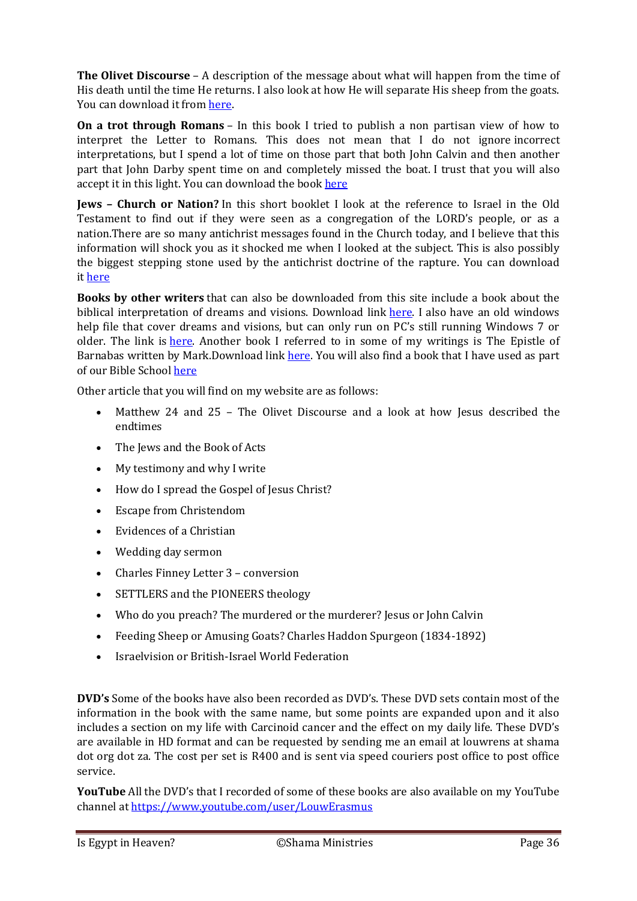**The Olivet Discourse** – A description of the message about what will happen from the time of His death until the time He returns. I also look at how He will separate His sheep from the goats. You can download it from here.

**On a trot through Romans** – In this book I tried to publish a non partisan view of how to interpret the Letter to Romans. This does not mean that I do not ignore incorrect interpretations, but I spend a lot of time on those part that both John Calvin and then another part that John Darby spent time on and completely missed the boat. I trust that you will also accept it in this light. You can download the book here

**Jews – Church or Nation?** In this short booklet I look at the reference to Israel in the Old Testament to find out if they were seen as a congregation of the LORD's people, or as a nation.There are so many antichrist messages found in the Church today, and I believe that this information will shock you as it shocked me when I looked at the subject. This is also possibly the biggest stepping stone used by the antichrist doctrine of the rapture. You can download it here

**Books by other writers** that can also be downloaded from this site include a book about the biblical interpretation of dreams and visions. Download link here. I also have an old windows help file that cover dreams and visions, but can only run on PC's still running Windows 7 or older. The link is here. Another book I referred to in some of my writings is The Epistle of Barnabas written by Mark.Download link here. You will also find a book that I have used as part of our Bible School here

Other article that you will find on my website are as follows:

- Matthew 24 and 25 – The Olivet Discourse and a look at how Jesus described the endtimes
- The Jews and the Book of Acts
- My testimony and why I write
- How do I spread the Gospel of Jesus Christ?
- Escape from Christendom
- Evidences of a Christian
- Wedding day sermon
- Charles Finney Letter 3 – conversion
- SETTLERS and the PIONEERS theology
- Who do you preach? The murdered or the murderer? Jesus or John Calvin
- Feeding Sheep or Amusing Goats? Charles Haddon Spurgeon (1834-1892)
- Israelvision or British-Israel World Federation

**DVD's** Some of the books have also been recorded as DVD's. These DVD sets contain most of the information in the book with the same name, but some points are expanded upon and it also includes a section on my life with Carcinoid cancer and the effect on my daily life. These DVD's are available in HD format and can be requested by sending me an email at louwrens at shama dot org dot za. The cost per set is R400 and is sent via speed couriers post office to post office service.

**YouTube** All the DVD's that I recorded of some of these books are also available on my YouTube channel at https://www.youtube.com/user/LouwErasmus